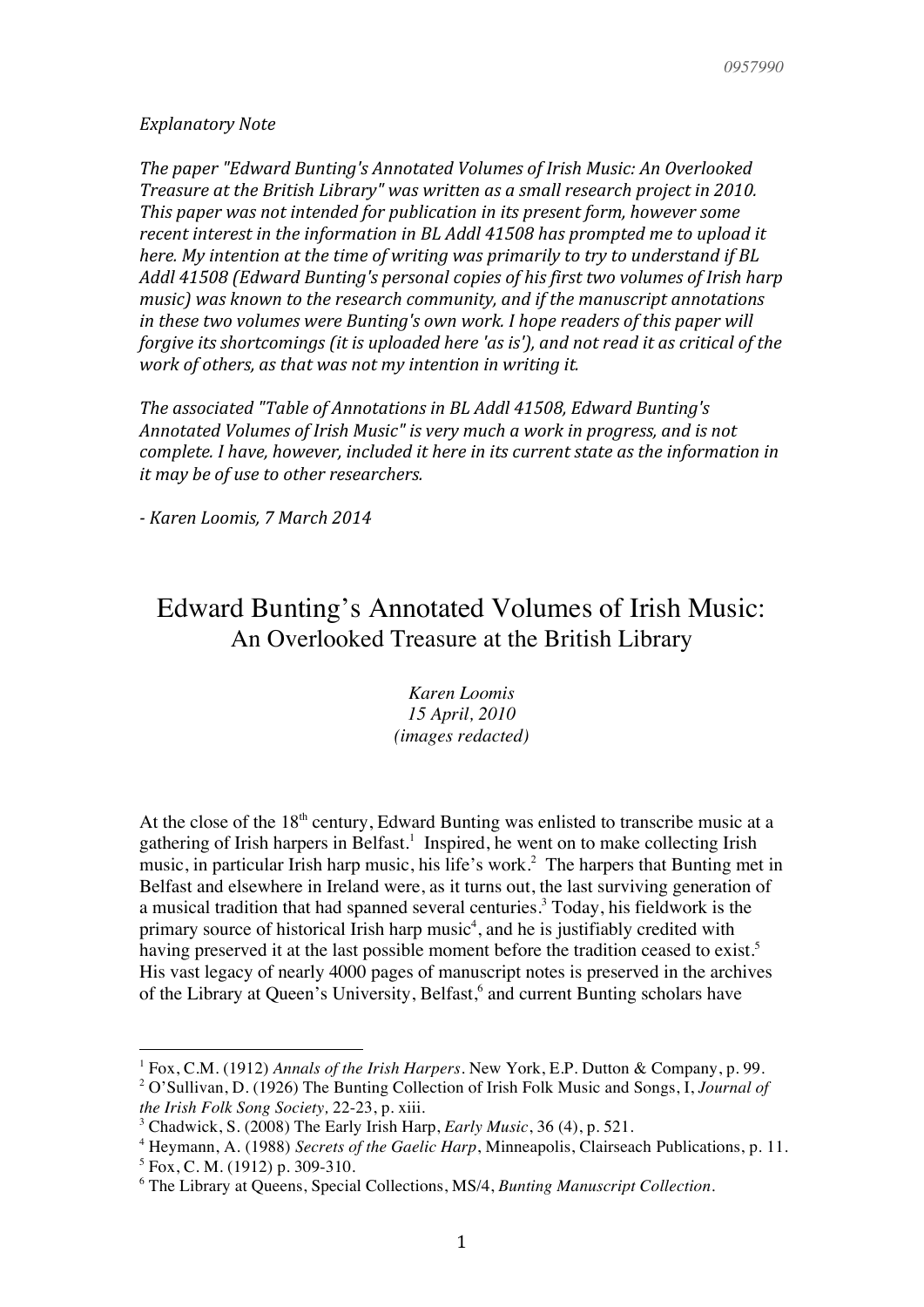*Explanatory Note*

*The paper "Edward Bunting's Annotated Volumes of Irish Music: An Overlooked Treasure at the British Library" was written as a small research project in 2010. This paper was not intended for publication in its present form, however some recent interest in the information in BL Addl 41508 has prompted me to upload it here. My intention at the time of writing was primarily to try to understand if BL Addl 41508 (Edward Bunting's personal copies of his first two volumes of Irish harp music) was known to the research community, and if the manuscript annotations in these two volumes were Bunting's own work. I hope readers of this paper will forgive its shortcomings (it is uploaded here 'as is'), and not read it as critical of the work of others, as that was not my intention in writing it.*

*The associated "Table of Annotations in BL Addl 41508, Edward Bunting's Annotated Volumes of Irish Music" is very much a work in progress, and is not complete. I have, however, included it here in its current state as the information in it may be of use to other researchers.*

*- Karen Loomis, 7 March 2014*

# Edward Bunting's Annotated Volumes of Irish Music:
## An Overlooked Treasure at the British Library

*Karen Loomis*
*15 April, 2010*
*(images redacted)*

At the close of the 18th century, Edward Bunting was enlisted to transcribe music at a gathering of Irish harpers in Belfast.[1] Inspired, he went on to make collecting Irish music, in particular Irish harp music, his life's work.[2] The harpers that Bunting met in Belfast and elsewhere in Ireland were, as it turns out, the last surviving generation of a musical tradition that had spanned several centuries.[3] Today, his fieldwork is the primary source of historical Irish harp music[4], and he is justifiably credited with having preserved it at the last possible moment before the tradition ceased to exist.[5] His vast legacy of nearly 4000 pages of manuscript notes is preserved in the archives of the Library at Queen's University, Belfast,[6] and current Bunting scholars have

---

[1] Fox, C.M. (1912) *Annals of the Irish Harpers*. New York, E.P. Dutton & Company, p. 99.
[2] O'Sullivan, D. (1926) The Bunting Collection of Irish Folk Music and Songs, I, *Journal of the Irish Folk Song Society,* 22-23, p. xiii.
[3] Chadwick, S. (2008) The Early Irish Harp, *Early Music*, 36 (4), p. 521.
[4] Heymann, A. (1988) *Secrets of the Gaelic Harp*, Minneapolis, Clairseach Publications, p. 11.
[5] Fox, C. M. (1912) p. 309-310.
[6] The Library at Queens, Special Collections, MS/4, *Bunting Manuscript Collection*.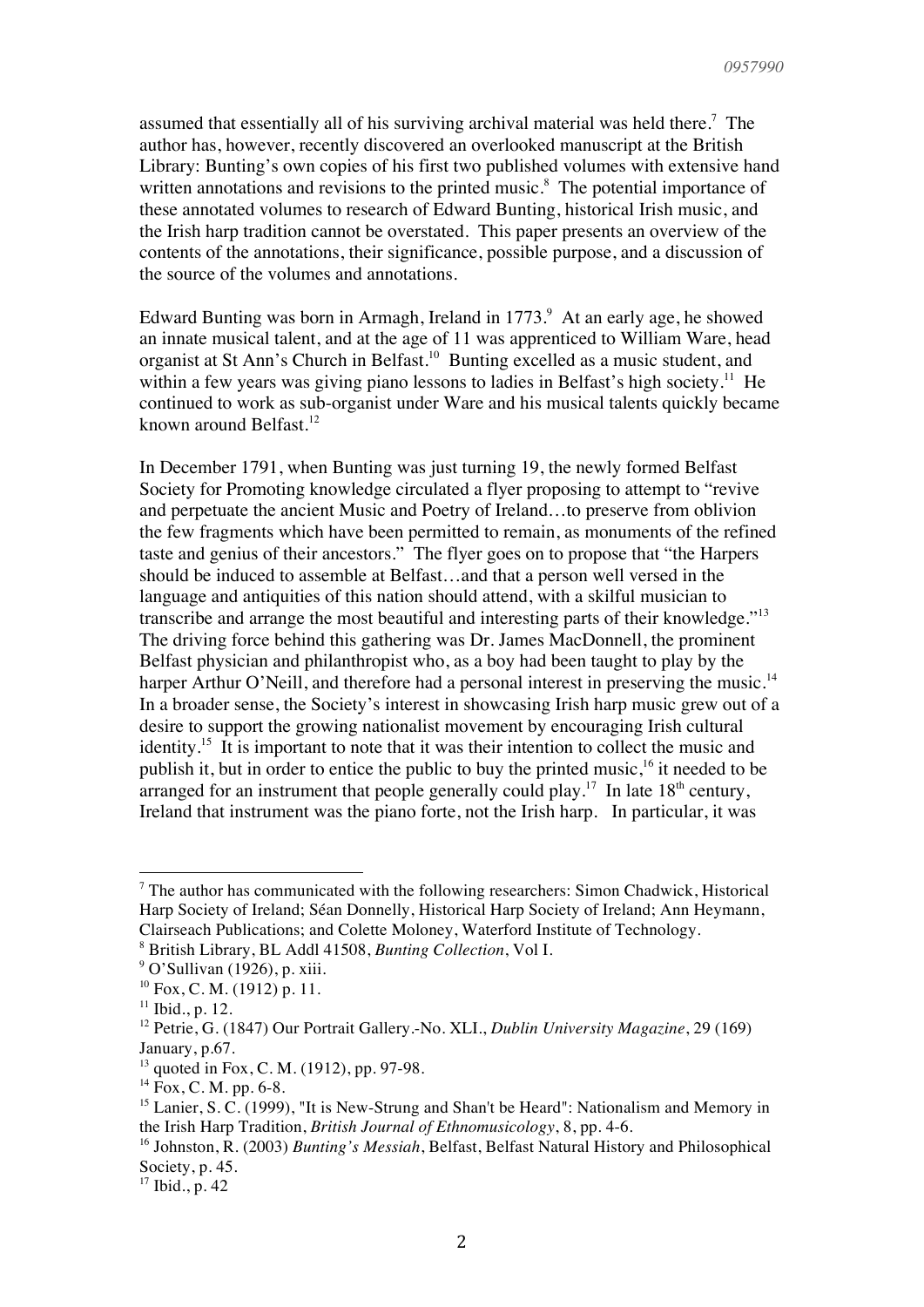assumed that essentially all of his surviving archival material was held there.[7] The author has, however, recently discovered an overlooked manuscript at the British Library: Bunting's own copies of his first two published volumes with extensive hand written annotations and revisions to the printed music.[8] The potential importance of these annotated volumes to research of Edward Bunting, historical Irish music, and the Irish harp tradition cannot be overstated. This paper presents an overview of the contents of the annotations, their significance, possible purpose, and a discussion of the source of the volumes and annotations.

Edward Bunting was born in Armagh, Ireland in 1773.[9] At an early age, he showed an innate musical talent, and at the age of 11 was apprenticed to William Ware, head organist at St Ann's Church in Belfast.[10] Bunting excelled as a music student, and within a few years was giving piano lessons to ladies in Belfast's high society.[11] He continued to work as sub-organist under Ware and his musical talents quickly became known around Belfast.[12]

In December 1791, when Bunting was just turning 19, the newly formed Belfast Society for Promoting knowledge circulated a flyer proposing to attempt to "revive and perpetuate the ancient Music and Poetry of Ireland…to preserve from oblivion the few fragments which have been permitted to remain, as monuments of the refined taste and genius of their ancestors." The flyer goes on to propose that "the Harpers should be induced to assemble at Belfast…and that a person well versed in the language and antiquities of this nation should attend, with a skilful musician to transcribe and arrange the most beautiful and interesting parts of their knowledge."[13] The driving force behind this gathering was Dr. James MacDonnell, the prominent Belfast physician and philanthropist who, as a boy had been taught to play by the harper Arthur O'Neill, and therefore had a personal interest in preserving the music.[14] In a broader sense, the Society's interest in showcasing Irish harp music grew out of a desire to support the growing nationalist movement by encouraging Irish cultural identity.[15] It is important to note that it was their intention to collect the music and publish it, but in order to entice the public to buy the printed music,[16] it needed to be arranged for an instrument that people generally could play.[17] In late 18th century, Ireland that instrument was the piano forte, not the Irish harp. In particular, it was

---

[7] The author has communicated with the following researchers: Simon Chadwick, Historical Harp Society of Ireland; Séan Donnelly, Historical Harp Society of Ireland; Ann Heymann, Clairseach Publications; and Colette Moloney, Waterford Institute of Technology.

[8] British Library, BL Addl 41508, *Bunting Collection*, Vol I.

[9] O'Sullivan (1926), p. xiii.

[10] Fox, C. M. (1912) p. 11.

[11] Ibid., p. 12.

[12] Petrie, G. (1847) Our Portrait Gallery.-No. XLI., *Dublin University Magazine*, 29 (169) January, p.67.

[13] quoted in Fox, C. M. (1912), pp. 97-98.

[14] Fox, C. M. pp. 6-8.

[15] Lanier, S. C. (1999), "It is New-Strung and Shan't be Heard": Nationalism and Memory in the Irish Harp Tradition, *British Journal of Ethnomusicology*, 8, pp. 4-6.

[16] Johnston, R. (2003) *Bunting's Messiah*, Belfast, Belfast Natural History and Philosophical Society, p. 45.

[17] Ibid., p. 42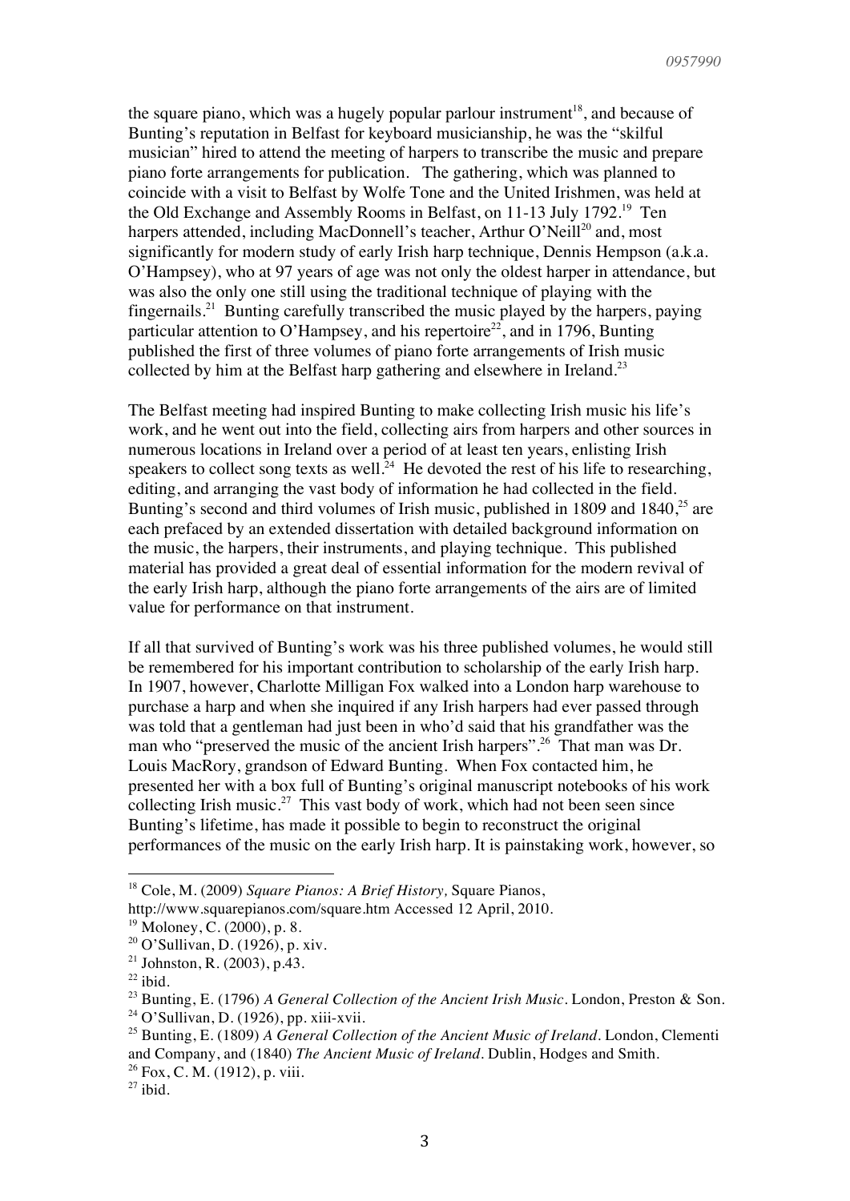the square piano, which was a hugely popular parlour instrument[18], and because of Bunting's reputation in Belfast for keyboard musicianship, he was the "skilful musician" hired to attend the meeting of harpers to transcribe the music and prepare piano forte arrangements for publication. The gathering, which was planned to coincide with a visit to Belfast by Wolfe Tone and the United Irishmen, was held at the Old Exchange and Assembly Rooms in Belfast, on 11-13 July 1792.[19] Ten harpers attended, including MacDonnell's teacher, Arthur O'Neill[20] and, most significantly for modern study of early Irish harp technique, Dennis Hempson (a.k.a. O'Hampsey), who at 97 years of age was not only the oldest harper in attendance, but was also the only one still using the traditional technique of playing with the fingernails.[21] Bunting carefully transcribed the music played by the harpers, paying particular attention to O'Hampsey, and his repertoire[22], and in 1796, Bunting published the first of three volumes of piano forte arrangements of Irish music collected by him at the Belfast harp gathering and elsewhere in Ireland.[23]

The Belfast meeting had inspired Bunting to make collecting Irish music his life's work, and he went out into the field, collecting airs from harpers and other sources in numerous locations in Ireland over a period of at least ten years, enlisting Irish speakers to collect song texts as well.[24] He devoted the rest of his life to researching, editing, and arranging the vast body of information he had collected in the field. Bunting's second and third volumes of Irish music, published in 1809 and 1840,[25] are each prefaced by an extended dissertation with detailed background information on the music, the harpers, their instruments, and playing technique. This published material has provided a great deal of essential information for the modern revival of the early Irish harp, although the piano forte arrangements of the airs are of limited value for performance on that instrument.

If all that survived of Bunting's work was his three published volumes, he would still be remembered for his important contribution to scholarship of the early Irish harp. In 1907, however, Charlotte Milligan Fox walked into a London harp warehouse to purchase a harp and when she inquired if any Irish harpers had ever passed through was told that a gentleman had just been in who'd said that his grandfather was the man who "preserved the music of the ancient Irish harpers".[26] That man was Dr. Louis MacRory, grandson of Edward Bunting. When Fox contacted him, he presented her with a box full of Bunting's original manuscript notebooks of his work collecting Irish music.[27] This vast body of work, which had not been seen since Bunting's lifetime, has made it possible to begin to reconstruct the original performances of the music on the early Irish harp. It is painstaking work, however, so

---

[18] Cole, M. (2009) *Square Pianos: A Brief History,* Square Pianos, http://www.squarepianos.com/square.htm Accessed 12 April, 2010.
[19] Moloney, C. (2000), p. 8.
[20] O'Sullivan, D. (1926), p. xiv.
[21] Johnston, R. (2003), p.43.
[22] ibid.
[23] Bunting, E. (1796) *A General Collection of the Ancient Irish Music*. London, Preston & Son.
[24] O'Sullivan, D. (1926), pp. xiii-xvii.
[25] Bunting, E. (1809) *A General Collection of the Ancient Music of Ireland*. London, Clementi and Company, and (1840) *The Ancient Music of Ireland*. Dublin, Hodges and Smith.
[26] Fox, C. M. (1912), p. viii.
[27] ibid.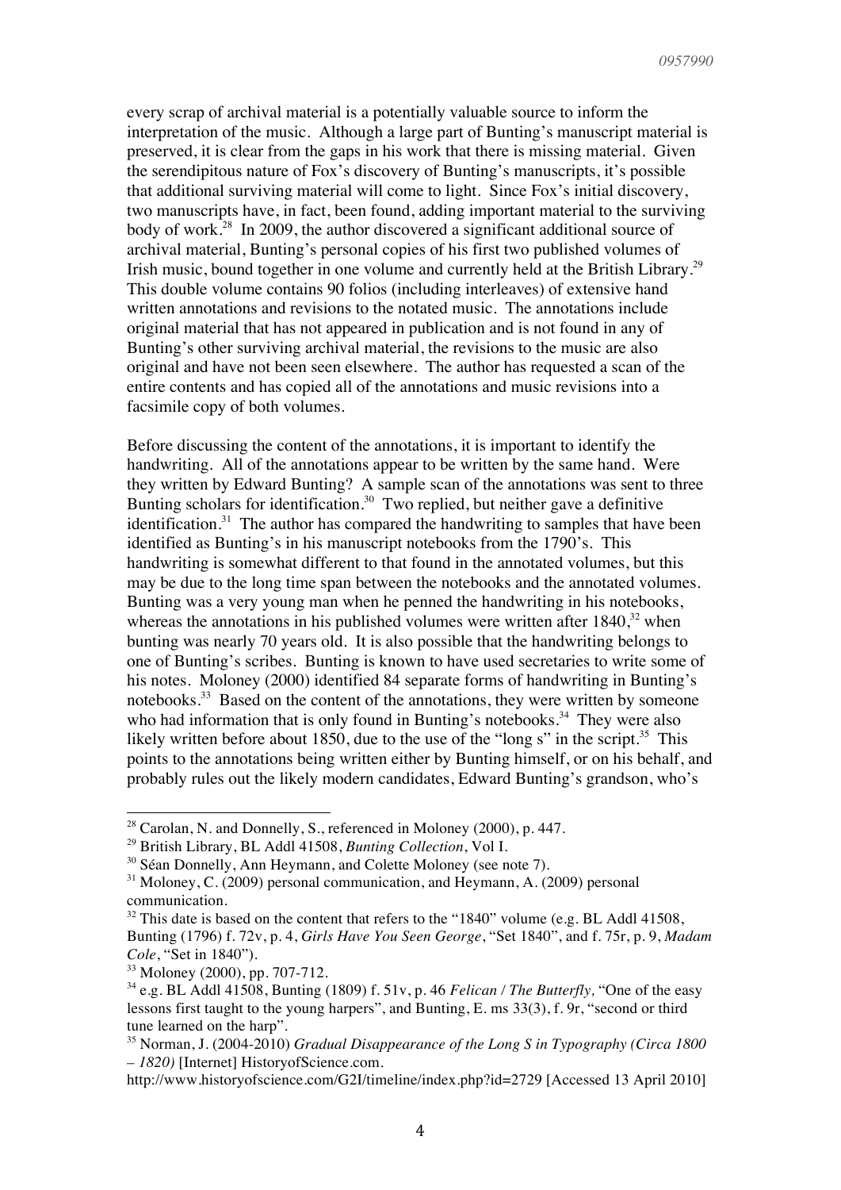every scrap of archival material is a potentially valuable source to inform the interpretation of the music. Although a large part of Bunting's manuscript material is preserved, it is clear from the gaps in his work that there is missing material. Given the serendipitous nature of Fox's discovery of Bunting's manuscripts, it's possible that additional surviving material will come to light. Since Fox's initial discovery, two manuscripts have, in fact, been found, adding important material to the surviving body of work.[28] In 2009, the author discovered a significant additional source of archival material, Bunting's personal copies of his first two published volumes of Irish music, bound together in one volume and currently held at the British Library.[29] This double volume contains 90 folios (including interleaves) of extensive hand written annotations and revisions to the notated music. The annotations include original material that has not appeared in publication and is not found in any of Bunting's other surviving archival material, the revisions to the music are also original and have not been seen elsewhere. The author has requested a scan of the entire contents and has copied all of the annotations and music revisions into a facsimile copy of both volumes.

Before discussing the content of the annotations, it is important to identify the handwriting. All of the annotations appear to be written by the same hand. Were they written by Edward Bunting? A sample scan of the annotations was sent to three Bunting scholars for identification.[30] Two replied, but neither gave a definitive identification.[31] The author has compared the handwriting to samples that have been identified as Bunting's in his manuscript notebooks from the 1790's. This handwriting is somewhat different to that found in the annotated volumes, but this may be due to the long time span between the notebooks and the annotated volumes. Bunting was a very young man when he penned the handwriting in his notebooks, whereas the annotations in his published volumes were written after 1840,[32] when bunting was nearly 70 years old. It is also possible that the handwriting belongs to one of Bunting's scribes. Bunting is known to have used secretaries to write some of his notes. Moloney (2000) identified 84 separate forms of handwriting in Bunting's notebooks.[33] Based on the content of the annotations, they were written by someone who had information that is only found in Bunting's notebooks.[34] They were also likely written before about 1850, due to the use of the "long s" in the script.[35] This points to the annotations being written either by Bunting himself, or on his behalf, and probably rules out the likely modern candidates, Edward Bunting's grandson, who's

---

[28] Carolan, N. and Donnelly, S., referenced in Moloney (2000), p. 447.

[29] British Library, BL Addl 41508, *Bunting Collection*, Vol I.

[30] Séan Donnelly, Ann Heymann, and Colette Moloney (see note 7).

[31] Moloney, C. (2009) personal communication, and Heymann, A. (2009) personal communication.

[32] This date is based on the content that refers to the "1840" volume (e.g. BL Addl 41508, Bunting (1796) f. 72v, p. 4, *Girls Have You Seen George*, "Set 1840", and f. 75r, p. 9, *Madam Cole*, "Set in 1840").

[33] Moloney (2000), pp. 707-712.

[34] e.g. BL Addl 41508, Bunting (1809) f. 51v, p. 46 *Felican* / *The Butterfly,* "One of the easy lessons first taught to the young harpers", and Bunting, E. ms 33(3), f. 9r, "second or third tune learned on the harp".

[35] Norman, J. (2004-2010) *Gradual Disappearance of the Long S in Typography (Circa 1800 – 1820)* [Internet] HistoryofScience.com.
http://www.historyofscience.com/G2I/timeline/index.php?id=2729 [Accessed 13 April 2010]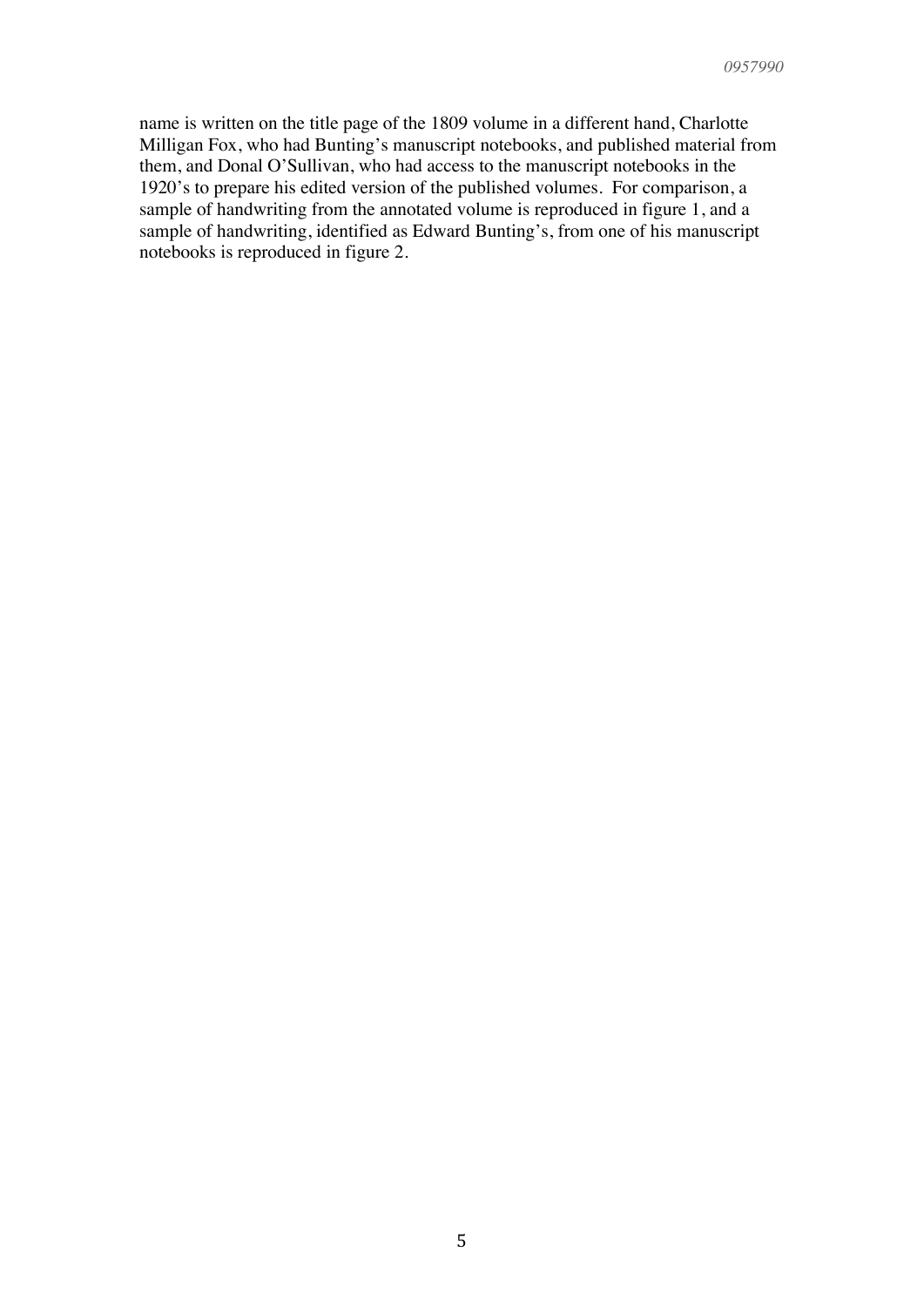name is written on the title page of the 1809 volume in a different hand, Charlotte Milligan Fox, who had Bunting's manuscript notebooks, and published material from them, and Donal O'Sullivan, who had access to the manuscript notebooks in the 1920's to prepare his edited version of the published volumes. For comparison, a sample of handwriting from the annotated volume is reproduced in figure 1, and a sample of handwriting, identified as Edward Bunting's, from one of his manuscript notebooks is reproduced in figure 2.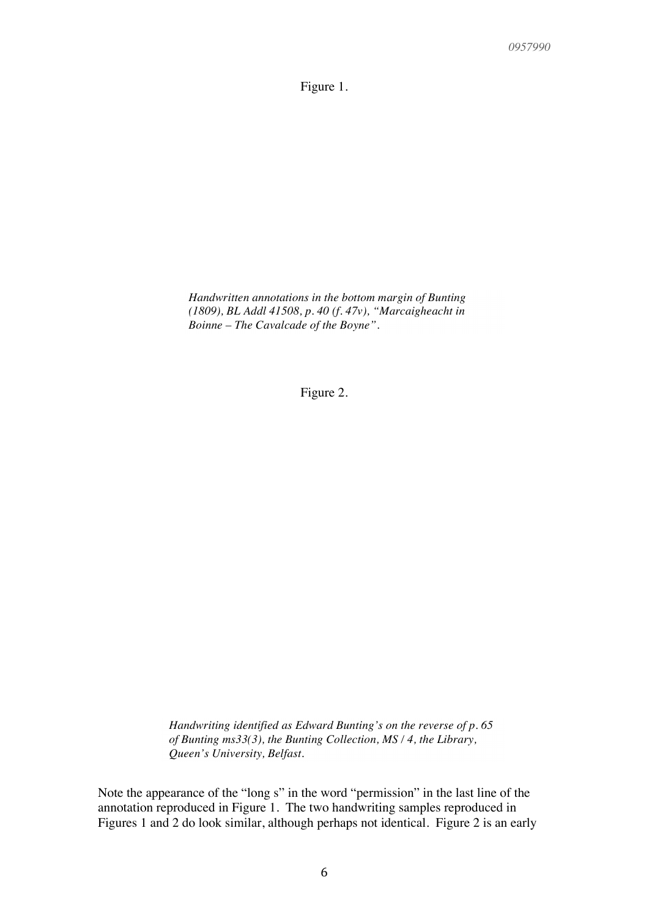Figure 1.

*Handwritten annotations in the bottom margin of Bunting (1809), BL Addl 41508, p. 40 (f. 47v), "Marcaigheacht in Boinne – The Cavalcade of the Boyne".*

Figure 2.

*Handwriting identified as Edward Bunting's on the reverse of p. 65 of Bunting ms33(3), the Bunting Collection, MS / 4, the Library, Queen's University, Belfast.*

Note the appearance of the "long s" in the word "permission" in the last line of the annotation reproduced in Figure 1. The two handwriting samples reproduced in Figures 1 and 2 do look similar, although perhaps not identical. Figure 2 is an early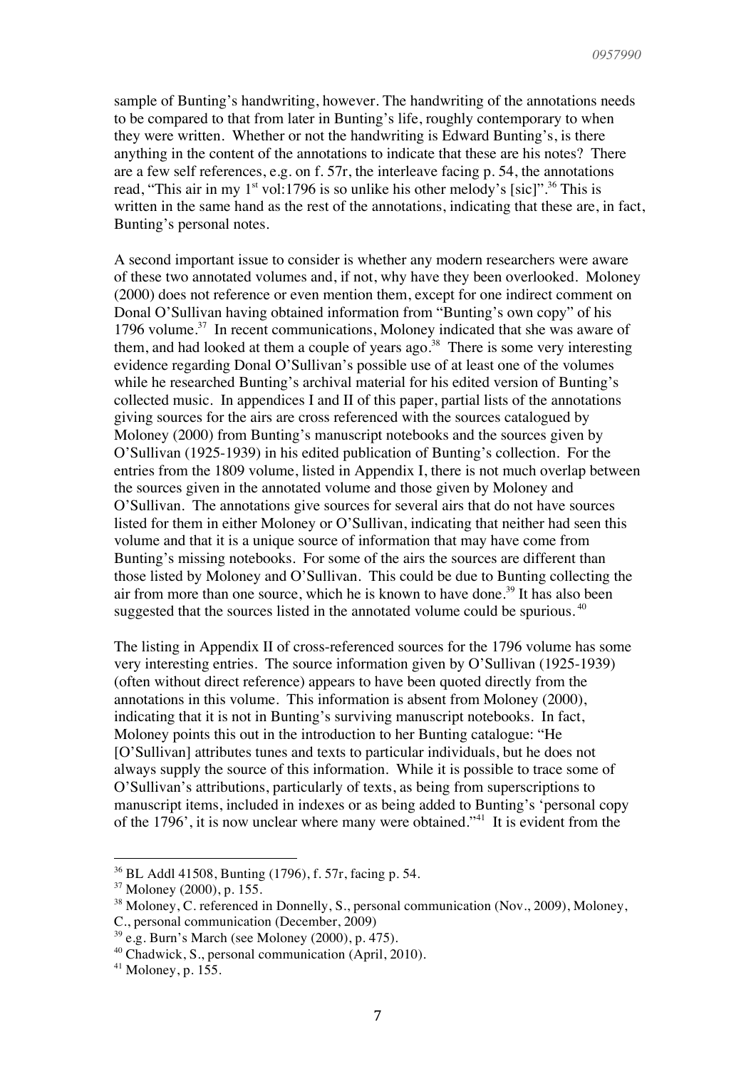sample of Bunting's handwriting, however. The handwriting of the annotations needs to be compared to that from later in Bunting's life, roughly contemporary to when they were written. Whether or not the handwriting is Edward Bunting's, is there anything in the content of the annotations to indicate that these are his notes? There are a few self references, e.g. on f. 57r, the interleave facing p. 54, the annotations read, "This air in my 1st vol:1796 is so unlike his other melody's [sic]".[36] This is written in the same hand as the rest of the annotations, indicating that these are, in fact, Bunting's personal notes.

A second important issue to consider is whether any modern researchers were aware of these two annotated volumes and, if not, why have they been overlooked. Moloney (2000) does not reference or even mention them, except for one indirect comment on Donal O'Sullivan having obtained information from "Bunting's own copy" of his 1796 volume.[37] In recent communications, Moloney indicated that she was aware of them, and had looked at them a couple of years ago.[38] There is some very interesting evidence regarding Donal O'Sullivan's possible use of at least one of the volumes while he researched Bunting's archival material for his edited version of Bunting's collected music. In appendices I and II of this paper, partial lists of the annotations giving sources for the airs are cross referenced with the sources catalogued by Moloney (2000) from Bunting's manuscript notebooks and the sources given by O'Sullivan (1925-1939) in his edited publication of Bunting's collection. For the entries from the 1809 volume, listed in Appendix I, there is not much overlap between the sources given in the annotated volume and those given by Moloney and O'Sullivan. The annotations give sources for several airs that do not have sources listed for them in either Moloney or O'Sullivan, indicating that neither had seen this volume and that it is a unique source of information that may have come from Bunting's missing notebooks. For some of the airs the sources are different than those listed by Moloney and O'Sullivan. This could be due to Bunting collecting the air from more than one source, which he is known to have done.[39] It has also been suggested that the sources listed in the annotated volume could be spurious.[40]

The listing in Appendix II of cross-referenced sources for the 1796 volume has some very interesting entries. The source information given by O'Sullivan (1925-1939) (often without direct reference) appears to have been quoted directly from the annotations in this volume. This information is absent from Moloney (2000), indicating that it is not in Bunting's surviving manuscript notebooks. In fact, Moloney points this out in the introduction to her Bunting catalogue: "He [O'Sullivan] attributes tunes and texts to particular individuals, but he does not always supply the source of this information. While it is possible to trace some of O'Sullivan's attributions, particularly of texts, as being from superscriptions to manuscript items, included in indexes or as being added to Bunting's 'personal copy of the 1796', it is now unclear where many were obtained."[41] It is evident from the

---

[36] BL Addl 41508, Bunting (1796), f. 57r, facing p. 54.

[37] Moloney (2000), p. 155.

[38] Moloney, C. referenced in Donnelly, S., personal communication (Nov., 2009), Moloney, C., personal communication (December, 2009)

[39] e.g. Burn's March (see Moloney (2000), p. 475).

[40] Chadwick, S., personal communication (April, 2010).

[41] Moloney, p. 155.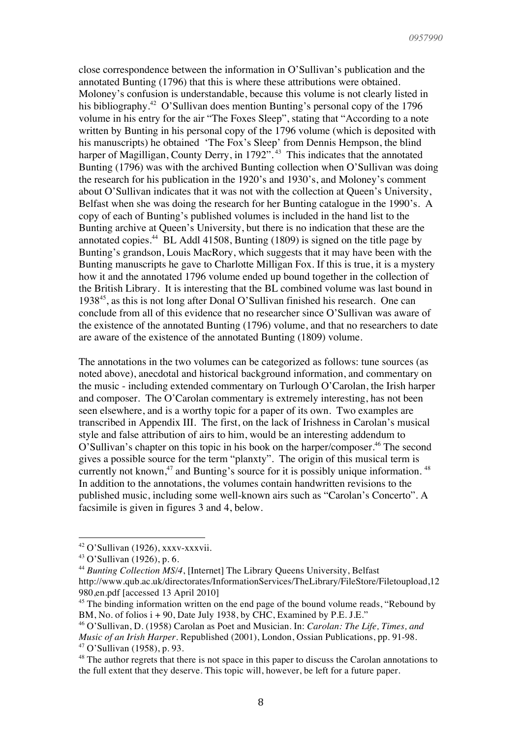close correspondence between the information in O'Sullivan's publication and the annotated Bunting (1796) that this is where these attributions were obtained. Moloney's confusion is understandable, because this volume is not clearly listed in his bibliography.[42] O'Sullivan does mention Bunting's personal copy of the 1796 volume in his entry for the air "The Foxes Sleep", stating that "According to a note written by Bunting in his personal copy of the 1796 volume (which is deposited with his manuscripts) he obtained 'The Fox's Sleep' from Dennis Hempson, the blind harper of Magilligan, County Derry, in 1792".[43] This indicates that the annotated Bunting (1796) was with the archived Bunting collection when O'Sullivan was doing the research for his publication in the 1920's and 1930's, and Moloney's comment about O'Sullivan indicates that it was not with the collection at Queen's University, Belfast when she was doing the research for her Bunting catalogue in the 1990's. A copy of each of Bunting's published volumes is included in the hand list to the Bunting archive at Queen's University, but there is no indication that these are the annotated copies.[44] BL Addl 41508, Bunting (1809) is signed on the title page by Bunting's grandson, Louis MacRory, which suggests that it may have been with the Bunting manuscripts he gave to Charlotte Milligan Fox. If this is true, it is a mystery how it and the annotated 1796 volume ended up bound together in the collection of the British Library. It is interesting that the BL combined volume was last bound in 1938[45], as this is not long after Donal O'Sullivan finished his research. One can conclude from all of this evidence that no researcher since O'Sullivan was aware of the existence of the annotated Bunting (1796) volume, and that no researchers to date are aware of the existence of the annotated Bunting (1809) volume.

The annotations in the two volumes can be categorized as follows: tune sources (as noted above), anecdotal and historical background information, and commentary on the music - including extended commentary on Turlough O'Carolan, the Irish harper and composer. The O'Carolan commentary is extremely interesting, has not been seen elsewhere, and is a worthy topic for a paper of its own. Two examples are transcribed in Appendix III. The first, on the lack of Irishness in Carolan's musical style and false attribution of airs to him, would be an interesting addendum to O'Sullivan's chapter on this topic in his book on the harper/composer.[46] The second gives a possible source for the term "planxty". The origin of this musical term is currently not known,[47] and Bunting's source for it is possibly unique information.[48] In addition to the annotations, the volumes contain handwritten revisions to the published music, including some well-known airs such as "Carolan's Concerto". A facsimile is given in figures 3 and 4, below.

---

[42] O'Sullivan (1926), xxxv-xxxvii.

[43] O'Sullivan (1926), p. 6.

[44] *Bunting Collection MS/4*, [Internet] The Library Queens University, Belfast http://www.qub.ac.uk/directorates/InformationServices/TheLibrary/FileStore/Filetoupload,12980,en.pdf [accessed 13 April 2010]

[45] The binding information written on the end page of the bound volume reads, "Rebound by BM, No. of folios i + 90, Date July 1938, by CHC, Examined by P.E. J.E."

[46] O'Sullivan, D. (1958) Carolan as Poet and Musician. In: *Carolan: The Life, Times, and Music of an Irish Harper*. Republished (2001), London, Ossian Publications, pp. 91-98.

[47] O'Sullivan (1958), p. 93.

[48] The author regrets that there is not space in this paper to discuss the Carolan annotations to the full extent that they deserve. This topic will, however, be left for a future paper.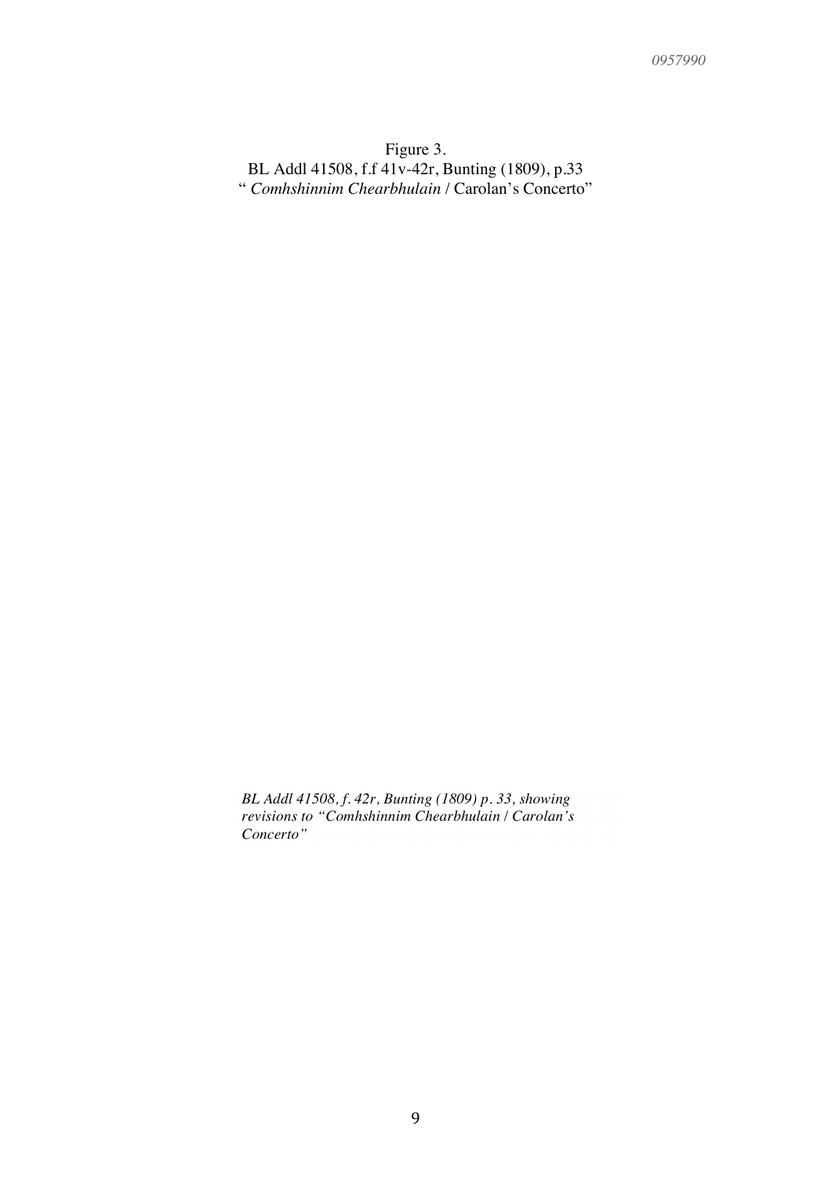Figure 3.

BL Addl 41508, f.f 41v-42r, Bunting (1809), p.33

" *Comhshinnim Chearbhulain* / Carolan's Concerto"

*BL Addl 41508, f. 42r, Bunting (1809) p. 33, showing revisions to "Comhshinnim Chearbhulain / Carolan's Concerto"*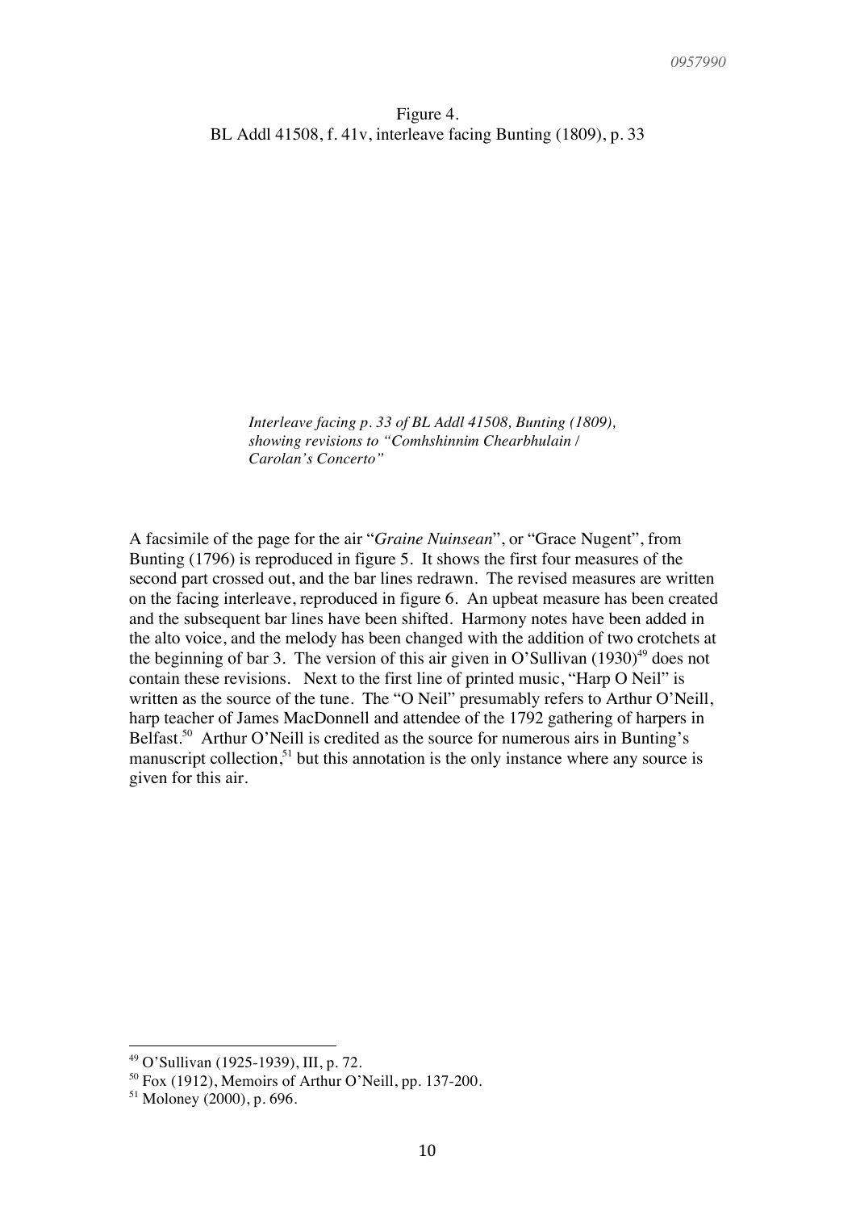Figure 4.
BL Addl 41508, f. 41v, interleave facing Bunting (1809), p. 33

*Interleave facing p. 33 of BL Addl 41508, Bunting (1809), showing revisions to "Comhshinnim Chearbhulain / Carolan's Concerto"*

A facsimile of the page for the air "*Graine Nuinsean*", or "Grace Nugent", from Bunting (1796) is reproduced in figure 5. It shows the first four measures of the second part crossed out, and the bar lines redrawn. The revised measures are written on the facing interleave, reproduced in figure 6. An upbeat measure has been created and the subsequent bar lines have been shifted. Harmony notes have been added in the alto voice, and the melody has been changed with the addition of two crotchets at the beginning of bar 3. The version of this air given in O'Sullivan (1930)[49] does not contain these revisions. Next to the first line of printed music, "Harp O Neil" is written as the source of the tune. The "O Neil" presumably refers to Arthur O'Neill, harp teacher of James MacDonnell and attendee of the 1792 gathering of harpers in Belfast.[50] Arthur O'Neill is credited as the source for numerous airs in Bunting's manuscript collection,[51] but this annotation is the only instance where any source is given for this air.

[49] O'Sullivan (1925-1939), III, p. 72.
[50] Fox (1912), Memoirs of Arthur O'Neill, pp. 137-200.
[51] Moloney (2000), p. 696.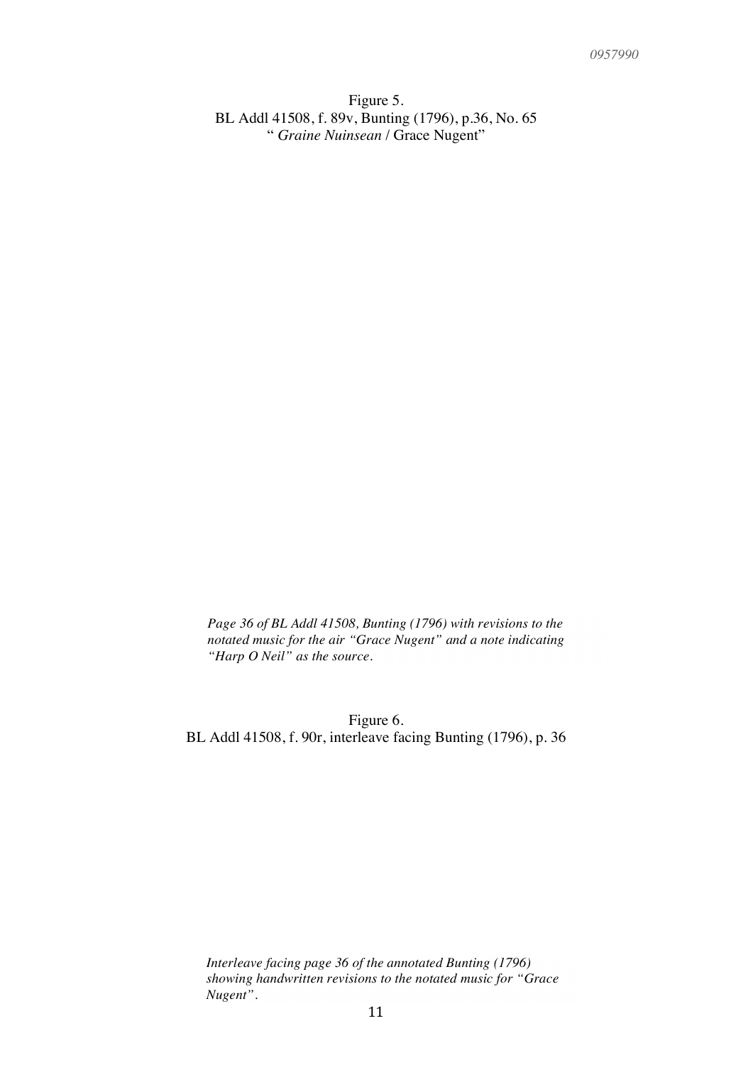Figure 5.
BL Addl 41508, f. 89v, Bunting (1796), p.36, No. 65
" *Graine Nuinsean* / Grace Nugent"

*Page 36 of BL Addl 41508, Bunting (1796) with revisions to the notated music for the air "Grace Nugent" and a note indicating "Harp O Neil" as the source.*

Figure 6.
BL Addl 41508, f. 90r, interleave facing Bunting (1796), p. 36

*Interleave facing page 36 of the annotated Bunting (1796) showing handwritten revisions to the notated music for "Grace Nugent".*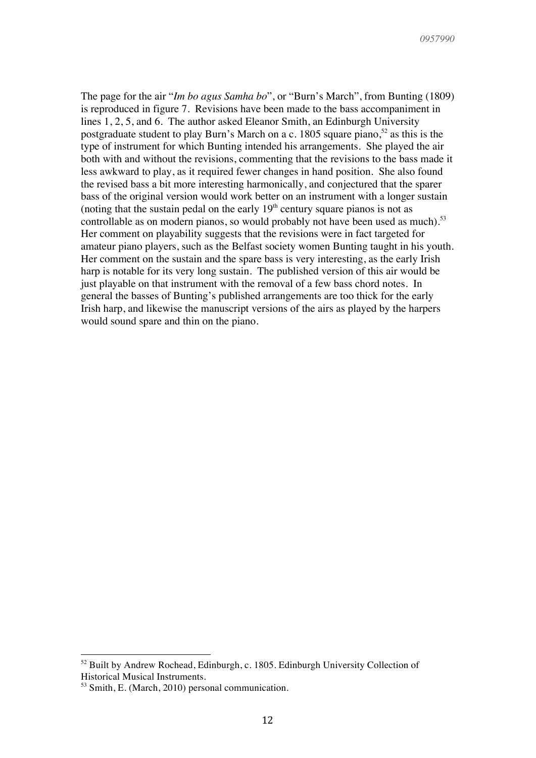The page for the air "*Im bo agus Samha bo*", or "Burn's March", from Bunting (1809) is reproduced in figure 7. Revisions have been made to the bass accompaniment in lines 1, 2, 5, and 6. The author asked Eleanor Smith, an Edinburgh University postgraduate student to play Burn's March on a c. 1805 square piano,[52] as this is the type of instrument for which Bunting intended his arrangements. She played the air both with and without the revisions, commenting that the revisions to the bass made it less awkward to play, as it required fewer changes in hand position. She also found the revised bass a bit more interesting harmonically, and conjectured that the sparer bass of the original version would work better on an instrument with a longer sustain (noting that the sustain pedal on the early 19th century square pianos is not as controllable as on modern pianos, so would probably not have been used as much).[53] Her comment on playability suggests that the revisions were in fact targeted for amateur piano players, such as the Belfast society women Bunting taught in his youth. Her comment on the sustain and the spare bass is very interesting, as the early Irish harp is notable for its very long sustain. The published version of this air would be just playable on that instrument with the removal of a few bass chord notes. In general the basses of Bunting's published arrangements are too thick for the early Irish harp, and likewise the manuscript versions of the airs as played by the harpers would sound spare and thin on the piano.

---

[52] Built by Andrew Rochead, Edinburgh, c. 1805. Edinburgh University Collection of Historical Musical Instruments.

[53] Smith, E. (March, 2010) personal communication.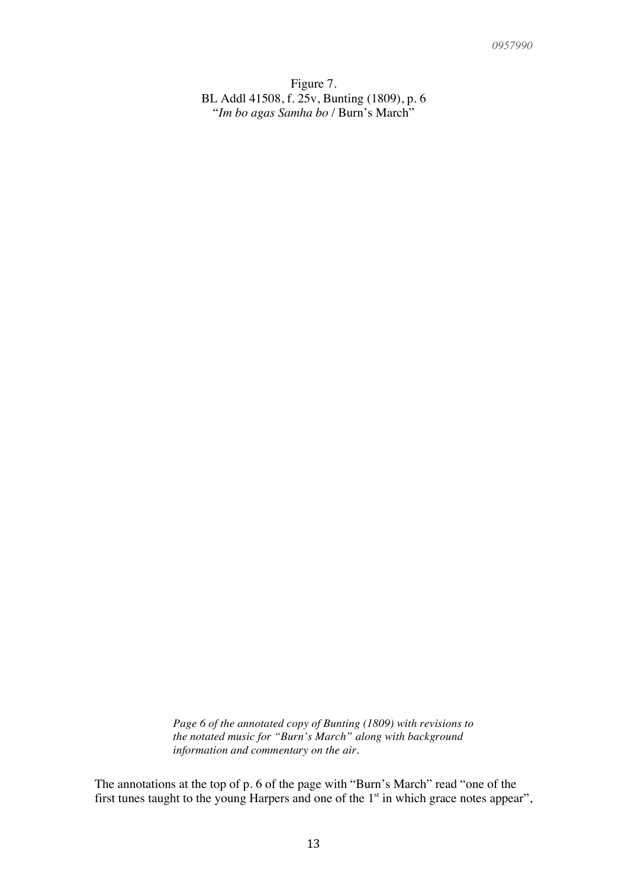Figure 7.
BL Addl 41508, f. 25v, Bunting (1809), p. 6
"*Im bo agas Samha bo* / Burn's March"

*Page 6 of the annotated copy of Bunting (1809) with revisions to the notated music for "Burn's March" along with background information and commentary on the air.*

The annotations at the top of p. 6 of the page with "Burn's March" read "one of the first tunes taught to the young Harpers and one of the 1st in which grace notes appear",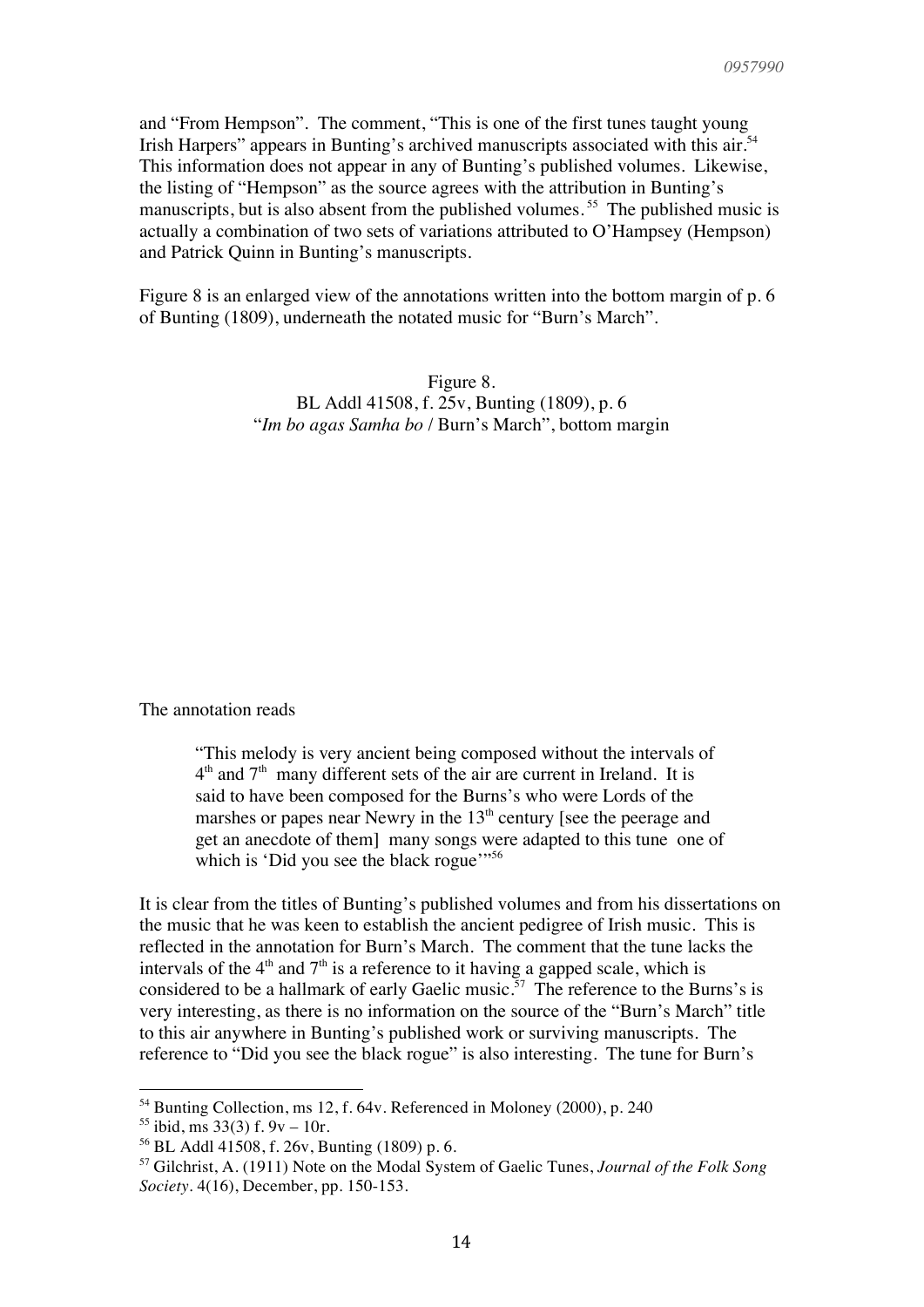and "From Hempson". The comment, "This is one of the first tunes taught young Irish Harpers" appears in Bunting's archived manuscripts associated with this air.[54] This information does not appear in any of Bunting's published volumes. Likewise, the listing of "Hempson" as the source agrees with the attribution in Bunting's manuscripts, but is also absent from the published volumes.[55] The published music is actually a combination of two sets of variations attributed to O'Hampsey (Hempson) and Patrick Quinn in Bunting's manuscripts.

Figure 8 is an enlarged view of the annotations written into the bottom margin of p. 6 of Bunting (1809), underneath the notated music for "Burn's March".

Figure 8.
BL Addl 41508, f. 25v, Bunting (1809), p. 6
"*Im bo agas Samha bo* / Burn's March", bottom margin

The annotation reads

> "This melody is very ancient being composed without the intervals of 4th and 7th many different sets of the air are current in Ireland. It is said to have been composed for the Burns's who were Lords of the marshes or papes near Newry in the 13th century [see the peerage and get an anecdote of them] many songs were adapted to this tune one of which is 'Did you see the black rogue'"[56]

It is clear from the titles of Bunting's published volumes and from his dissertations on the music that he was keen to establish the ancient pedigree of Irish music. This is reflected in the annotation for Burn's March. The comment that the tune lacks the intervals of the 4th and 7th is a reference to it having a gapped scale, which is considered to be a hallmark of early Gaelic music.[57] The reference to the Burns's is very interesting, as there is no information on the source of the "Burn's March" title to this air anywhere in Bunting's published work or surviving manuscripts. The reference to "Did you see the black rogue" is also interesting. The tune for Burn's

---

[54] Bunting Collection, ms 12, f. 64v. Referenced in Moloney (2000), p. 240

[55] ibid, ms 33(3) f. 9v – 10r.

[56] BL Addl 41508, f. 26v, Bunting (1809) p. 6.

[57] Gilchrist, A. (1911) Note on the Modal System of Gaelic Tunes, *Journal of the Folk Song Society*. 4(16), December, pp. 150-153.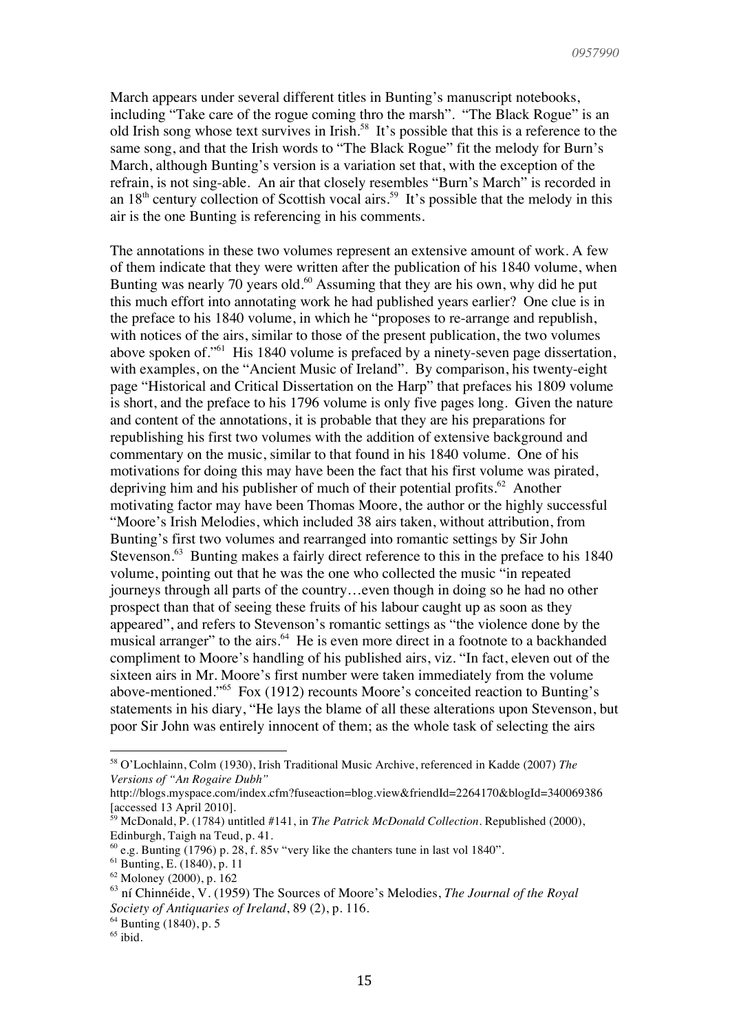March appears under several different titles in Bunting's manuscript notebooks, including "Take care of the rogue coming thro the marsh". "The Black Rogue" is an old Irish song whose text survives in Irish.[58] It's possible that this is a reference to the same song, and that the Irish words to "The Black Rogue" fit the melody for Burn's March, although Bunting's version is a variation set that, with the exception of the refrain, is not sing-able. An air that closely resembles "Burn's March" is recorded in an 18th century collection of Scottish vocal airs.[59] It's possible that the melody in this air is the one Bunting is referencing in his comments.

The annotations in these two volumes represent an extensive amount of work. A few of them indicate that they were written after the publication of his 1840 volume, when Bunting was nearly 70 years old.[60] Assuming that they are his own, why did he put this much effort into annotating work he had published years earlier? One clue is in the preface to his 1840 volume, in which he "proposes to re-arrange and republish, with notices of the airs, similar to those of the present publication, the two volumes above spoken of."[61] His 1840 volume is prefaced by a ninety-seven page dissertation, with examples, on the "Ancient Music of Ireland". By comparison, his twenty-eight page "Historical and Critical Dissertation on the Harp" that prefaces his 1809 volume is short, and the preface to his 1796 volume is only five pages long. Given the nature and content of the annotations, it is probable that they are his preparations for republishing his first two volumes with the addition of extensive background and commentary on the music, similar to that found in his 1840 volume. One of his motivations for doing this may have been the fact that his first volume was pirated, depriving him and his publisher of much of their potential profits.[62] Another motivating factor may have been Thomas Moore, the author or the highly successful "Moore's Irish Melodies, which included 38 airs taken, without attribution, from Bunting's first two volumes and rearranged into romantic settings by Sir John Stevenson.[63] Bunting makes a fairly direct reference to this in the preface to his 1840 volume, pointing out that he was the one who collected the music "in repeated journeys through all parts of the country…even though in doing so he had no other prospect than that of seeing these fruits of his labour caught up as soon as they appeared", and refers to Stevenson's romantic settings as "the violence done by the musical arranger" to the airs.[64] He is even more direct in a footnote to a backhanded compliment to Moore's handling of his published airs, viz. "In fact, eleven out of the sixteen airs in Mr. Moore's first number were taken immediately from the volume above-mentioned."[65] Fox (1912) recounts Moore's conceited reaction to Bunting's statements in his diary, "He lays the blame of all these alterations upon Stevenson, but poor Sir John was entirely innocent of them; as the whole task of selecting the airs

---

[58] O'Lochlainn, Colm (1930), Irish Traditional Music Archive, referenced in Kadde (2007) *The Versions of "An Rogaire Dubh"* http://blogs.myspace.com/index.cfm?fuseaction=blog.view&friendId=2264170&blogId=340069386 [accessed 13 April 2010].

[59] McDonald, P. (1784) untitled #141, in *The Patrick McDonald Collection*. Republished (2000), Edinburgh, Taigh na Teud, p. 41.

[60] e.g. Bunting (1796) p. 28, f. 85v "very like the chanters tune in last vol 1840".

[61] Bunting, E. (1840), p. 11

[62] Moloney (2000), p. 162

[63] ní Chinnéide, V. (1959) The Sources of Moore's Melodies, *The Journal of the Royal Society of Antiquaries of Ireland*, 89 (2), p. 116.

[64] Bunting (1840), p. 5

[65] ibid.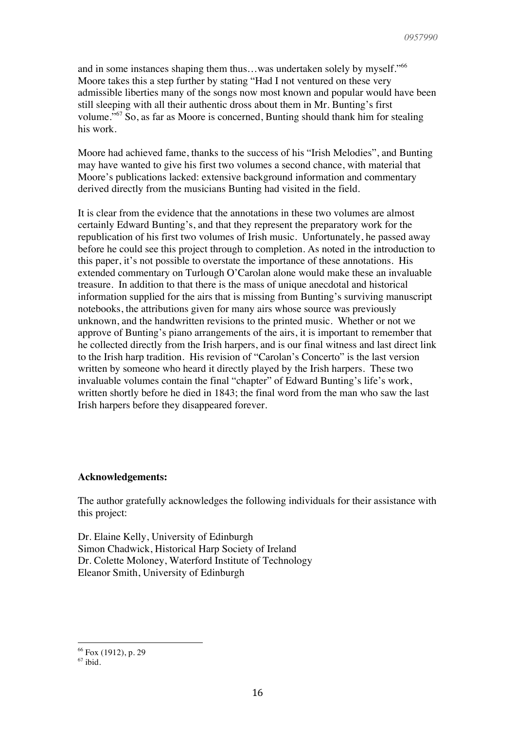and in some instances shaping them thus…was undertaken solely by myself."[66] Moore takes this a step further by stating "Had I not ventured on these very admissible liberties many of the songs now most known and popular would have been still sleeping with all their authentic dross about them in Mr. Bunting's first volume."[67] So, as far as Moore is concerned, Bunting should thank him for stealing his work.

Moore had achieved fame, thanks to the success of his "Irish Melodies", and Bunting may have wanted to give his first two volumes a second chance, with material that Moore's publications lacked: extensive background information and commentary derived directly from the musicians Bunting had visited in the field.

It is clear from the evidence that the annotations in these two volumes are almost certainly Edward Bunting's, and that they represent the preparatory work for the republication of his first two volumes of Irish music. Unfortunately, he passed away before he could see this project through to completion. As noted in the introduction to this paper, it's not possible to overstate the importance of these annotations. His extended commentary on Turlough O'Carolan alone would make these an invaluable treasure. In addition to that there is the mass of unique anecdotal and historical information supplied for the airs that is missing from Bunting's surviving manuscript notebooks, the attributions given for many airs whose source was previously unknown, and the handwritten revisions to the printed music. Whether or not we approve of Bunting's piano arrangements of the airs, it is important to remember that he collected directly from the Irish harpers, and is our final witness and last direct link to the Irish harp tradition. His revision of "Carolan's Concerto" is the last version written by someone who heard it directly played by the Irish harpers. These two invaluable volumes contain the final "chapter" of Edward Bunting's life's work, written shortly before he died in 1843; the final word from the man who saw the last Irish harpers before they disappeared forever.

**Acknowledgements:**

The author gratefully acknowledges the following individuals for their assistance with this project:

Dr. Elaine Kelly, University of Edinburgh
Simon Chadwick, Historical Harp Society of Ireland
Dr. Colette Moloney, Waterford Institute of Technology
Eleanor Smith, University of Edinburgh

[66] Fox (1912), p. 29
[67] ibid.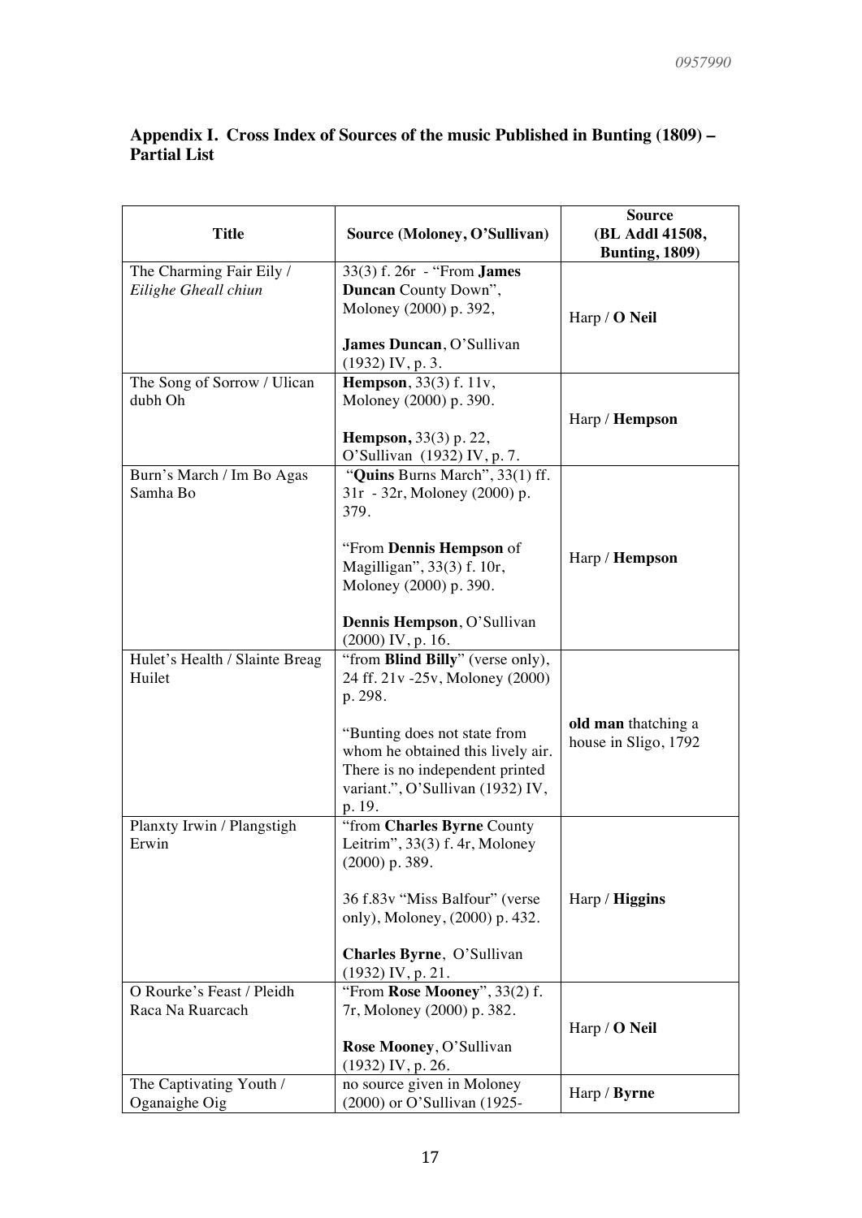**Appendix I. Cross Index of Sources of the music Published in Bunting (1809) – Partial List**

| Title | Source (Moloney, O'Sullivan) | Source (BL Addl 41508, Bunting, 1809) |
|---|---|---|
| The Charming Fair Eily / *Eilighe Gheall chiun* | 33(3) f. 26r - "From **James Duncan** County Down", Moloney (2000) p. 392,<br><br>**James Duncan**, O'Sullivan (1932) IV, p. 3. | Harp / **O Neil** |
| The Song of Sorrow / Ulican dubh Oh | **Hempson**, 33(3) f. 11v, Moloney (2000) p. 390.<br><br>**Hempson,** 33(3) p. 22, O'Sullivan (1932) IV, p. 7. | Harp / **Hempson** |
| Burn's March / Im Bo Agas Samha Bo | "**Quins** Burns March", 33(1) ff. 31r - 32r, Moloney (2000) p. 379.<br><br>"From **Dennis Hempson** of Magilligan", 33(3) f. 10r, Moloney (2000) p. 390.<br><br>**Dennis Hempson**, O'Sullivan (2000) IV, p. 16. | Harp / **Hempson** |
| Hulet's Health / Slainte Breag Huilet | "from **Blind Billy**" (verse only), 24 ff. 21v -25v, Moloney (2000) p. 298.<br><br>"Bunting does not state from whom he obtained this lively air. There is no independent printed variant.", O'Sullivan (1932) IV, p. 19. | **old man** thatching a house in Sligo, 1792 |
| Planxty Irwin / Plangstigh Erwin | "from **Charles Byrne** County Leitrim", 33(3) f. 4r, Moloney (2000) p. 389.<br><br>36 f.83v "Miss Balfour" (verse only), Moloney, (2000) p. 432.<br><br>**Charles Byrne**, O'Sullivan (1932) IV, p. 21. | Harp / **Higgins** |
| O Rourke's Feast / Pleidh Raca Na Ruarcach | "From **Rose Mooney**", 33(2) f. 7r, Moloney (2000) p. 382.<br><br>**Rose Mooney**, O'Sullivan (1932) IV, p. 26. | Harp / **O Neil** |
| The Captivating Youth / Oganaighe Oig | no source given in Moloney (2000) or O'Sullivan (1925- | Harp / **Byrne** |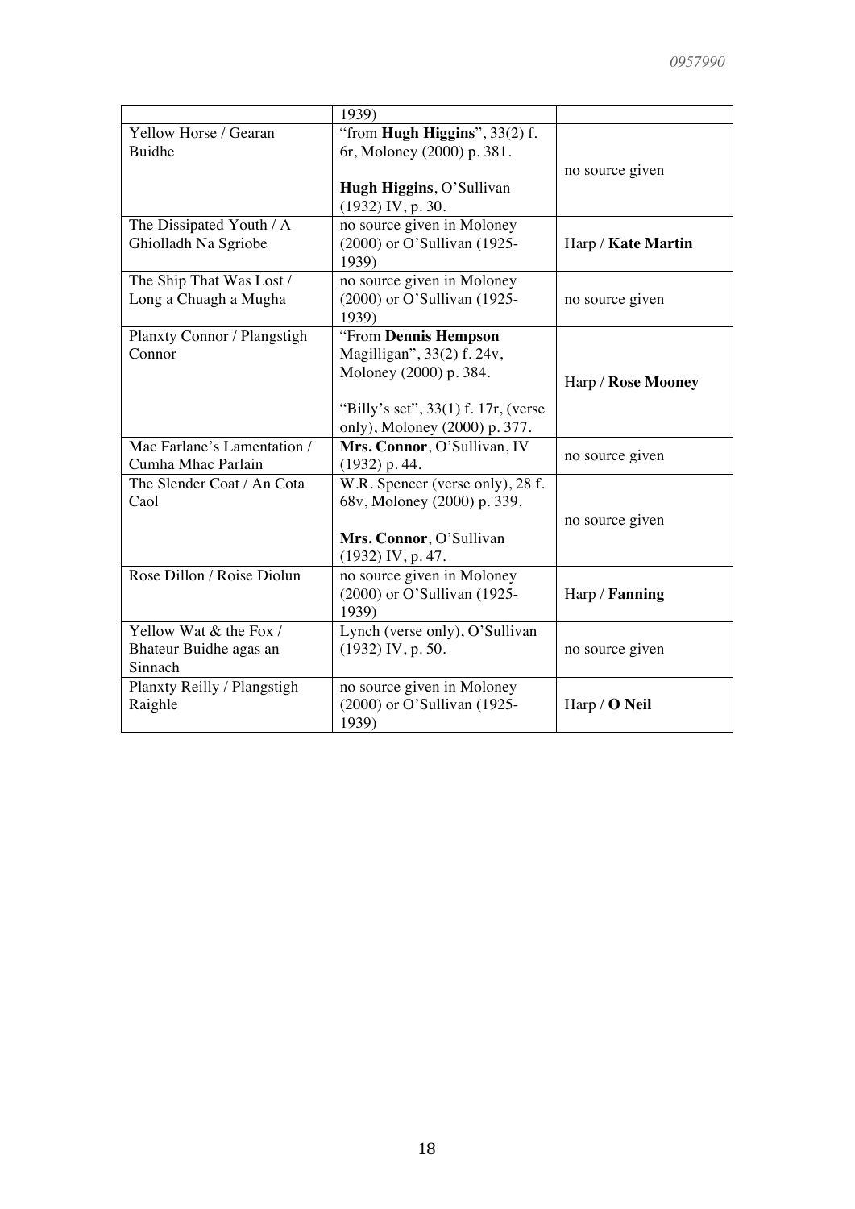| | 1939) | |
|---|---|---|
| Yellow Horse / Gearan Buidhe | "from **Hugh Higgins**", 33(2) f. 6r, Moloney (2000) p. 381.<br><br>**Hugh Higgins**, O'Sullivan (1932) IV, p. 30. | no source given |
| The Dissipated Youth / A Ghiolladh Na Sgriobe | no source given in Moloney (2000) or O'Sullivan (1925-1939) | Harp / **Kate Martin** |
| The Ship That Was Lost / Long a Chuagh a Mugha | no source given in Moloney (2000) or O'Sullivan (1925-1939) | no source given |
| Planxty Connor / Plangstigh Connor | "From **Dennis Hempson** Magilligan", 33(2) f. 24v, Moloney (2000) p. 384.<br><br>"Billy's set", 33(1) f. 17r, (verse only), Moloney (2000) p. 377. | Harp / **Rose Mooney** |
| Mac Farlane's Lamentation / Cumha Mhac Parlain | **Mrs. Connor**, O'Sullivan, IV (1932) p. 44. | no source given |
| The Slender Coat / An Cota Caol | W.R. Spencer (verse only), 28 f. 68v, Moloney (2000) p. 339.<br><br>**Mrs. Connor**, O'Sullivan (1932) IV, p. 47. | no source given |
| Rose Dillon / Roise Diolun | no source given in Moloney (2000) or O'Sullivan (1925-1939) | Harp / **Fanning** |
| Yellow Wat & the Fox / Bhateur Buidhe agas an Sinnach | Lynch (verse only), O'Sullivan (1932) IV, p. 50. | no source given |
| Planxty Reilly / Plangstigh Raighle | no source given in Moloney (2000) or O'Sullivan (1925-1939) | Harp / **O Neil** |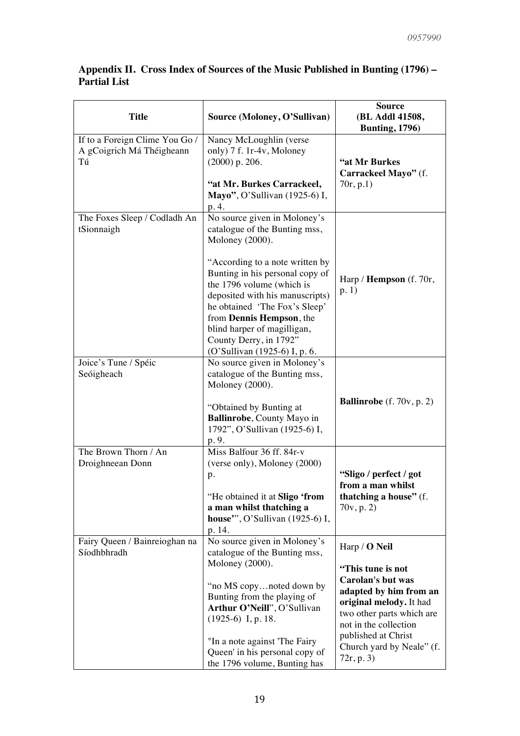**Appendix II. Cross Index of Sources of the Music Published in Bunting (1796) – Partial List**

| Title | Source (Moloney, O'Sullivan) | Source (BL Addl 41508, Bunting, 1796) |
|---|---|---|
| If to a Foreign Clime You Go / A gCoigrich Má Théigheann Tú | Nancy McLoughlin (verse only) 7 f. 1r-4v, Moloney (2000) p. 206.<br><br>**"at Mr. Burkes Carrackeel, Mayo"**, O'Sullivan (1925-6) I, p. 4. | **"at Mr Burkes Carrackeel Mayo"** (f. 70r, p.1) |
| The Foxes Sleep / Codladh An tSionnaigh | No source given in Moloney's catalogue of the Bunting mss, Moloney (2000).<br><br>"According to a note written by Bunting in his personal copy of the 1796 volume (which is deposited with his manuscripts) he obtained 'The Fox's Sleep' from **Dennis Hempson**, the blind harper of magilligan, County Derry, in 1792" (O'Sullivan (1925-6) I, p. 6. | Harp / **Hempson** (f. 70r, p. 1) |
| Joice's Tune / Spéic Seóigheach | No source given in Moloney's catalogue of the Bunting mss, Moloney (2000).<br><br>"Obtained by Bunting at **Ballinrobe**, County Mayo in 1792", O'Sullivan (1925-6) I, p. 9. | **Ballinrobe** (f. 70v, p. 2) |
| The Brown Thorn / An Droighneean Donn | Miss Balfour 36 ff. 84r-v (verse only), Moloney (2000) p.<br><br>"He obtained it at **Sligo 'from a man whilst thatching a house'**", O'Sullivan (1925-6) I, p. 14. | **"Sligo / perfect / got from a man whilst thatching a house"** (f. 70v, p. 2) |
| Fairy Queen / Bainreioghan na Síodhbhradh | No source given in Moloney's catalogue of the Bunting mss, Moloney (2000).<br><br>"no MS copy…noted down by Bunting from the playing of **Arthur O'Neill**", O'Sullivan (1925-6) I, p. 18.<br><br>"In a note against 'The Fairy Queen' in his personal copy of the 1796 volume, Bunting has | Harp / **O Neil**<br><br>**"This tune is not Carolan's but was adapted by him from an original melody.** It had two other parts which are not in the collection published at Christ Church yard by Neale" (f. 72r, p. 3) |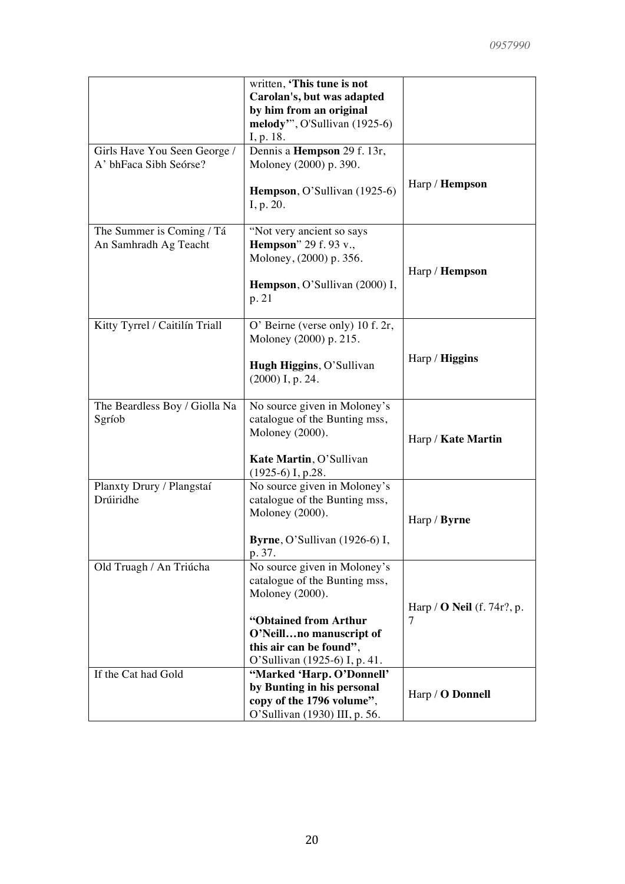| | | |
|---|---|---|
| | written, **'This tune is not Carolan's, but was adapted by him from an original melody'**", O'Sullivan (1925-6) I, p. 18. | |
| Girls Have You Seen George / A' bhFaca Sibh Seórse? | Dennis a **Hempson** 29 f. 13r, Moloney (2000) p. 390.<br><br>**Hempson**, O'Sullivan (1925-6) I, p. 20. | Harp / **Hempson** |
| The Summer is Coming / Tá An Samhradh Ag Teacht | "Not very ancient so says **Hempson**" 29 f. 93 v., Moloney, (2000) p. 356.<br><br>**Hempson**, O'Sullivan (2000) I, p. 21 | Harp / **Hempson** |
| Kitty Tyrrel / Caitilín Triall | O' Beirne (verse only) 10 f. 2r, Moloney (2000) p. 215.<br><br>**Hugh Higgins**, O'Sullivan (2000) I, p. 24. | Harp / **Higgins** |
| The Beardless Boy / Giolla Na Sgríob | No source given in Moloney's catalogue of the Bunting mss, Moloney (2000).<br><br>**Kate Martin**, O'Sullivan (1925-6) I, p.28. | Harp / **Kate Martin** |
| Planxty Drury / Plangstaí Drúiridhe | No source given in Moloney's catalogue of the Bunting mss, Moloney (2000).<br><br>**Byrne**, O'Sullivan (1926-6) I, p. 37. | Harp / **Byrne** |
| Old Truagh / An Triúcha | No source given in Moloney's catalogue of the Bunting mss, Moloney (2000).<br><br>**"Obtained from Arthur O'Neill…no manuscript of this air can be found"**, O'Sullivan (1925-6) I, p. 41. | Harp / **O Neil** (f. 74r?, p. 7 |
| If the Cat had Gold | **"Marked 'Harp. O'Donnell' by Bunting in his personal copy of the 1796 volume"**, O'Sullivan (1930) III, p. 56. | Harp / **O Donnell** |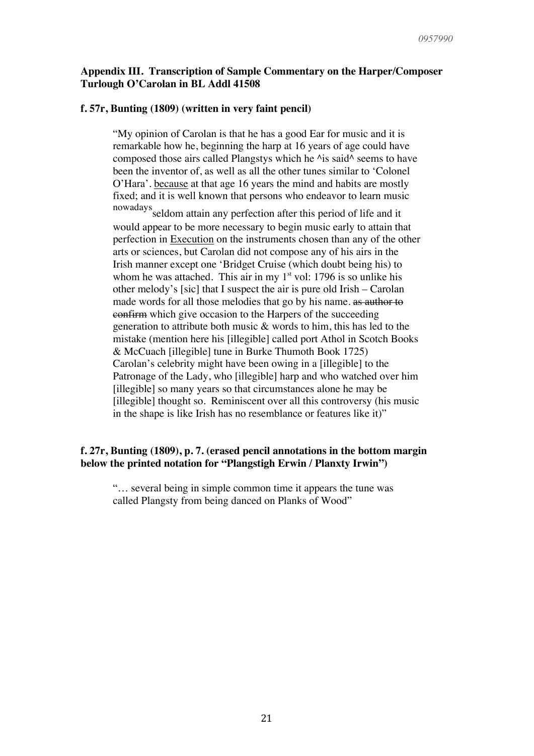**Appendix III. Transcription of Sample Commentary on the Harper/Composer Turlough O'Carolan in BL Addl 41508**

**f. 57r, Bunting (1809) (written in very faint pencil)**

> "My opinion of Carolan is that he has a good Ear for music and it is remarkable how he, beginning the harp at 16 years of age could have composed those airs called Plangstys which he ^is said^ seems to have been the inventor of, as well as all the other tunes similar to 'Colonel O'Hara'. <u>because</u> at that age 16 years the mind and habits are mostly fixed; and it is well known that persons who endeavor to learn music nowadays seldom attain any perfection after this period of life and it would appear to be more necessary to begin music early to attain that perfection in <u>Execution</u> on the instruments chosen than any of the other arts or sciences, but Carolan did not compose any of his airs in the Irish manner except one 'Bridget Cruise (which doubt being his) to whom he was attached. This air in my 1st vol: 1796 is so unlike his other melody's [sic] that I suspect the air is pure old Irish – Carolan made words for all those melodies that go by his name. ~~as author to confirm~~ which give occasion to the Harpers of the succeeding generation to attribute both music & words to him, this has led to the mistake (mention here his [illegible] called port Athol in Scotch Books & McCuach [illegible] tune in Burke Thumoth Book 1725) Carolan's celebrity might have been owing in a [illegible] to the Patronage of the Lady, who [illegible] harp and who watched over him [illegible] so many years so that circumstances alone he may be [illegible] thought so. Reminiscent over all this controversy (his music in the shape is like Irish has no resemblance or features like it)"

**f. 27r, Bunting (1809), p. 7. (erased pencil annotations in the bottom margin below the printed notation for "Plangstigh Erwin / Planxty Irwin")**

> "… several being in simple common time it appears the tune was called Plangsty from being danced on Planks of Wood"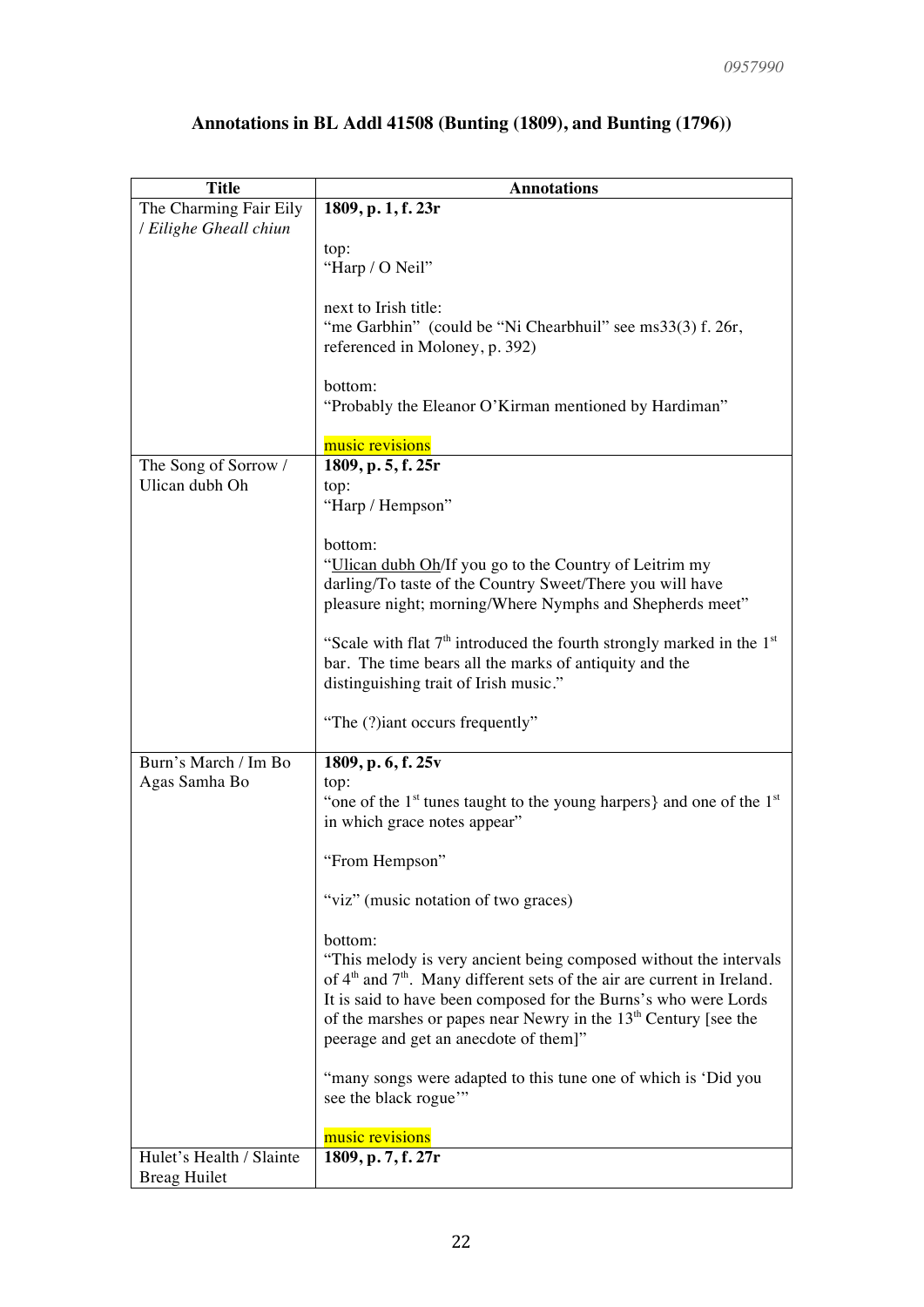## Annotations in BL Addl 41508 (Bunting (1809), and Bunting (1796))

| Title | Annotations |
|---|---|
| The Charming Fair Eily / *Eilighe Gheall chiun* | **1809, p. 1, f. 23r**<br><br>top:<br>"Harp / O Neil"<br><br>next to Irish title:<br>"me Garbhin" (could be "Ni Chearbhuil" see ms33(3) f. 26r, referenced in Moloney, p. 392)<br><br>bottom:<br>"Probably the Eleanor O'Kirman mentioned by Hardiman"<br><br>music revisions |
| The Song of Sorrow / Ulican dubh Oh | **1809, p. 5, f. 25r**<br>top:<br>"Harp / Hempson"<br><br>bottom:<br>"Ulican dubh Oh/If you go to the Country of Leitrim my darling/To taste of the Country Sweet/There you will have pleasure night; morning/Where Nymphs and Shepherds meet"<br><br>"Scale with flat 7th introduced the fourth strongly marked in the 1st bar. The time bears all the marks of antiquity and the distinguishing trait of Irish music."<br><br>"The (?)iant occurs frequently" |
| Burn's March / Im Bo Agas Samha Bo | **1809, p. 6, f. 25v**<br>top:<br>"one of the 1st tunes taught to the young harpers} and one of the 1st in which grace notes appear"<br><br>"From Hempson"<br><br>"viz" (music notation of two graces)<br><br>bottom:<br>"This melody is very ancient being composed without the intervals of 4th and 7th. Many different sets of the air are current in Ireland. It is said to have been composed for the Burns's who were Lords of the marshes or papes near Newry in the 13th Century [see the peerage and get an anecdote of them]"<br><br>"many songs were adapted to this tune one of which is 'Did you see the black rogue'"<br><br>music revisions |
| Hulet's Health / Slainte Breag Huilet | **1809, p. 7, f. 27r** |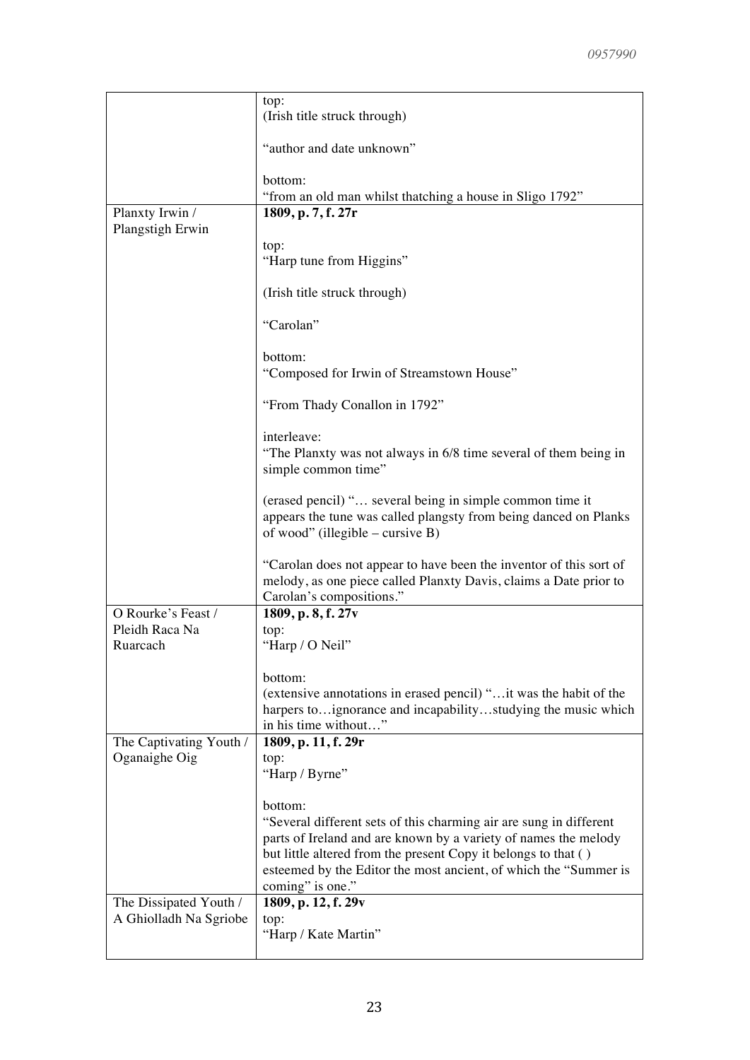| | |
|---|---|
| | top:<br>(Irish title struck through)<br><br>"author and date unknown"<br><br>bottom:<br>"from an old man whilst thatching a house in Sligo 1792" |
| Planxty Irwin / Plangstigh Erwin | **1809, p. 7, f. 27r**<br><br>top:<br>"Harp tune from Higgins"<br><br>(Irish title struck through)<br><br>"Carolan"<br><br>bottom:<br>"Composed for Irwin of Streamstown House"<br><br>"From Thady Conallon in 1792"<br><br>interleave:<br>"The Planxty was not always in 6/8 time several of them being in simple common time"<br><br>(erased pencil) "… several being in simple common time it appears the tune was called plangsty from being danced on Planks of wood" (illegible – cursive B)<br><br>"Carolan does not appear to have been the inventor of this sort of melody, as one piece called Planxty Davis, claims a Date prior to Carolan's compositions." |
| O Rourke's Feast / Pleidh Raca Na Ruarcach | **1809, p. 8, f. 27v**<br>top:<br>"Harp / O Neil"<br><br>bottom:<br>(extensive annotations in erased pencil) "…it was the habit of the harpers to…ignorance and incapability…studying the music which in his time without…" |
| The Captivating Youth / Oganaighe Oig | **1809, p. 11, f. 29r**<br>top:<br>"Harp / Byrne"<br><br>bottom:<br>"Several different sets of this charming air are sung in different parts of Ireland and are known by a variety of names the melody but little altered from the present Copy it belongs to that ( ) esteemed by the Editor the most ancient, of which the "Summer is coming" is one." |
| The Dissipated Youth / A Ghiolladh Na Sgriobe | **1809, p. 12, f. 29v**<br>top:<br>"Harp / Kate Martin" |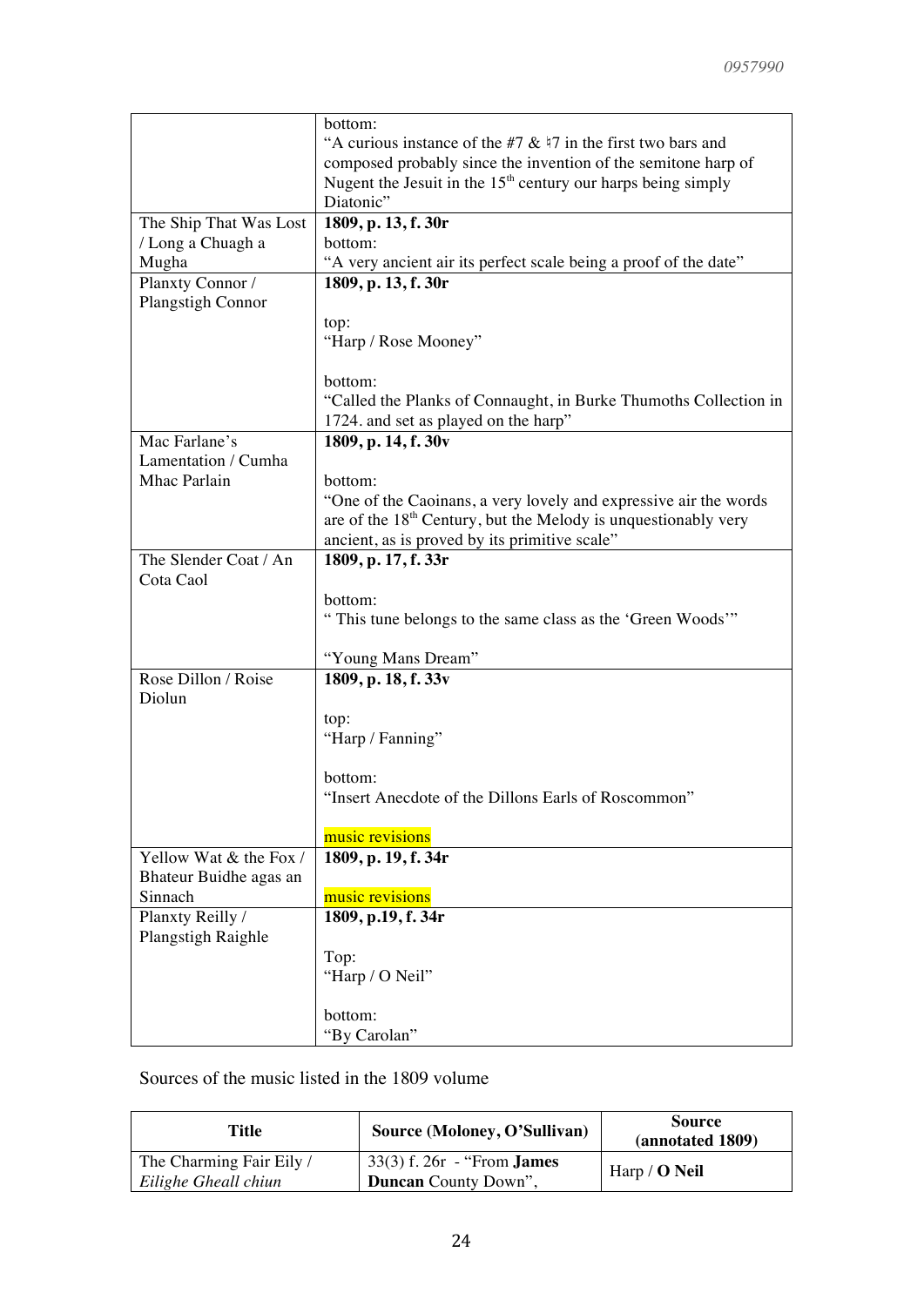| | |
|---|---|
| | bottom:<br>"A curious instance of the #7 & ♮7 in the first two bars and composed probably since the invention of the semitone harp of Nugent the Jesuit in the 15th century our harps being simply Diatonic" |
| The Ship That Was Lost / Long a Chuagh a Mugha | **1809, p. 13, f. 30r**<br>bottom:<br>"A very ancient air its perfect scale being a proof of the date" |
| Planxty Connor / Plangstigh Connor | **1809, p. 13, f. 30r**<br><br>top:<br>"Harp / Rose Mooney"<br><br>bottom:<br>"Called the Planks of Connaught, in Burke Thumoths Collection in 1724. and set as played on the harp" |
| Mac Farlane's Lamentation / Cumha Mhac Parlain | **1809, p. 14, f. 30v**<br><br>bottom:<br>"One of the Caoinans, a very lovely and expressive air the words are of the 18th Century, but the Melody is unquestionably very ancient, as is proved by its primitive scale" |
| The Slender Coat / An Cota Caol | **1809, p. 17, f. 33r**<br><br>bottom:<br>" This tune belongs to the same class as the 'Green Woods'"<br><br>"Young Mans Dream" |
| Rose Dillon / Roise Diolun | **1809, p. 18, f. 33v**<br><br>top:<br>"Harp / Fanning"<br><br>bottom:<br>"Insert Anecdote of the Dillons Earls of Roscommon"<br><br>music revisions |
| Yellow Wat & the Fox / Bhateur Buidhe agas an Sinnach | **1809, p. 19, f. 34r**<br><br>music revisions |
| Planxty Reilly / Plangstigh Raighle | **1809, p.19, f. 34r**<br><br>Top:<br>"Harp / O Neil"<br><br>bottom:<br>"By Carolan" |

Sources of the music listed in the 1809 volume

| Title | Source (Moloney, O'Sullivan) | Source (annotated 1809) |
|---|---|---|
| The Charming Fair Eily / *Eilighe Gheall chiun* | 33(3) f. 26r - "From **James Duncan** County Down", | Harp / **O Neil** |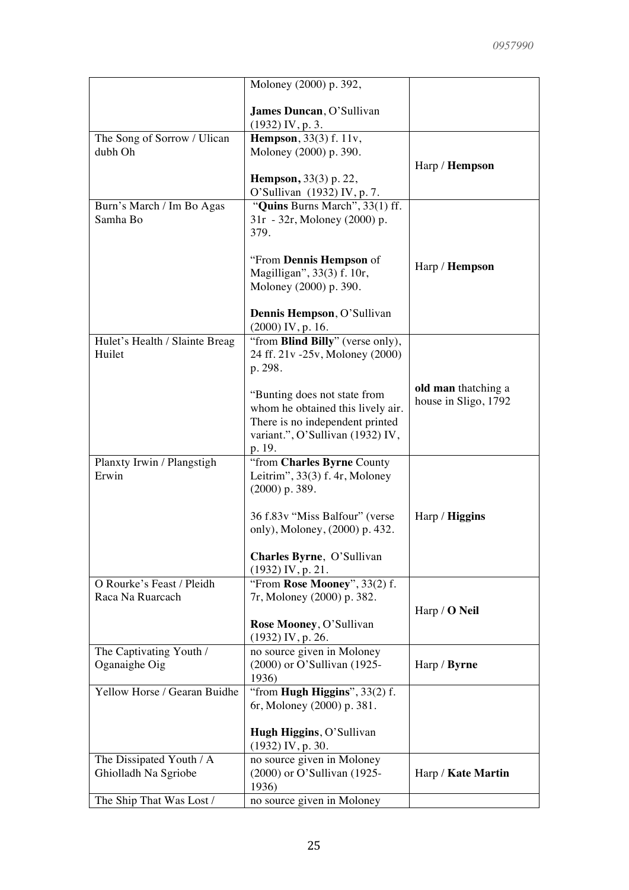| | | |
|---|---|---|
| | Moloney (2000) p. 392,<br><br>**James Duncan**, O'Sullivan (1932) IV, p. 3. | |
| The Song of Sorrow / Ulican dubh Oh | **Hempson**, 33(3) f. 11v, Moloney (2000) p. 390.<br><br>**Hempson,** 33(3) p. 22, O'Sullivan (1932) IV, p. 7. | Harp / **Hempson** |
| Burn's March / Im Bo Agas Samha Bo | "**Quins** Burns March", 33(1) ff. 31r - 32r, Moloney (2000) p. 379.<br><br>"From **Dennis Hempson** of Magilligan", 33(3) f. 10r, Moloney (2000) p. 390.<br><br>**Dennis Hempson**, O'Sullivan (2000) IV, p. 16. | Harp / **Hempson** |
| Hulet's Health / Slainte Breag Huilet | "from **Blind Billy**" (verse only), 24 ff. 21v -25v, Moloney (2000) p. 298.<br><br>"Bunting does not state from whom he obtained this lively air. There is no independent printed variant.", O'Sullivan (1932) IV, p. 19. | **old man** thatching a house in Sligo, 1792 |
| Planxty Irwin / Plangstigh Erwin | "from **Charles Byrne** County Leitrim", 33(3) f. 4r, Moloney (2000) p. 389.<br><br>36 f.83v "Miss Balfour" (verse only), Moloney, (2000) p. 432.<br><br>**Charles Byrne**, O'Sullivan (1932) IV, p. 21. | Harp / **Higgins** |
| O Rourke's Feast / Pleidh Raca Na Ruarcach | "From **Rose Mooney**", 33(2) f. 7r, Moloney (2000) p. 382.<br><br>**Rose Mooney**, O'Sullivan (1932) IV, p. 26. | Harp / **O Neil** |
| The Captivating Youth / Oganaighe Oig | no source given in Moloney (2000) or O'Sullivan (1925-1936) | Harp / **Byrne** |
| Yellow Horse / Gearan Buidhe | "from **Hugh Higgins**", 33(2) f. 6r, Moloney (2000) p. 381.<br><br>**Hugh Higgins**, O'Sullivan (1932) IV, p. 30. | |
| The Dissipated Youth / A Ghiolladh Na Sgriobe | no source given in Moloney (2000) or O'Sullivan (1925-1936) | Harp / **Kate Martin** |
| The Ship That Was Lost / | no source given in Moloney | |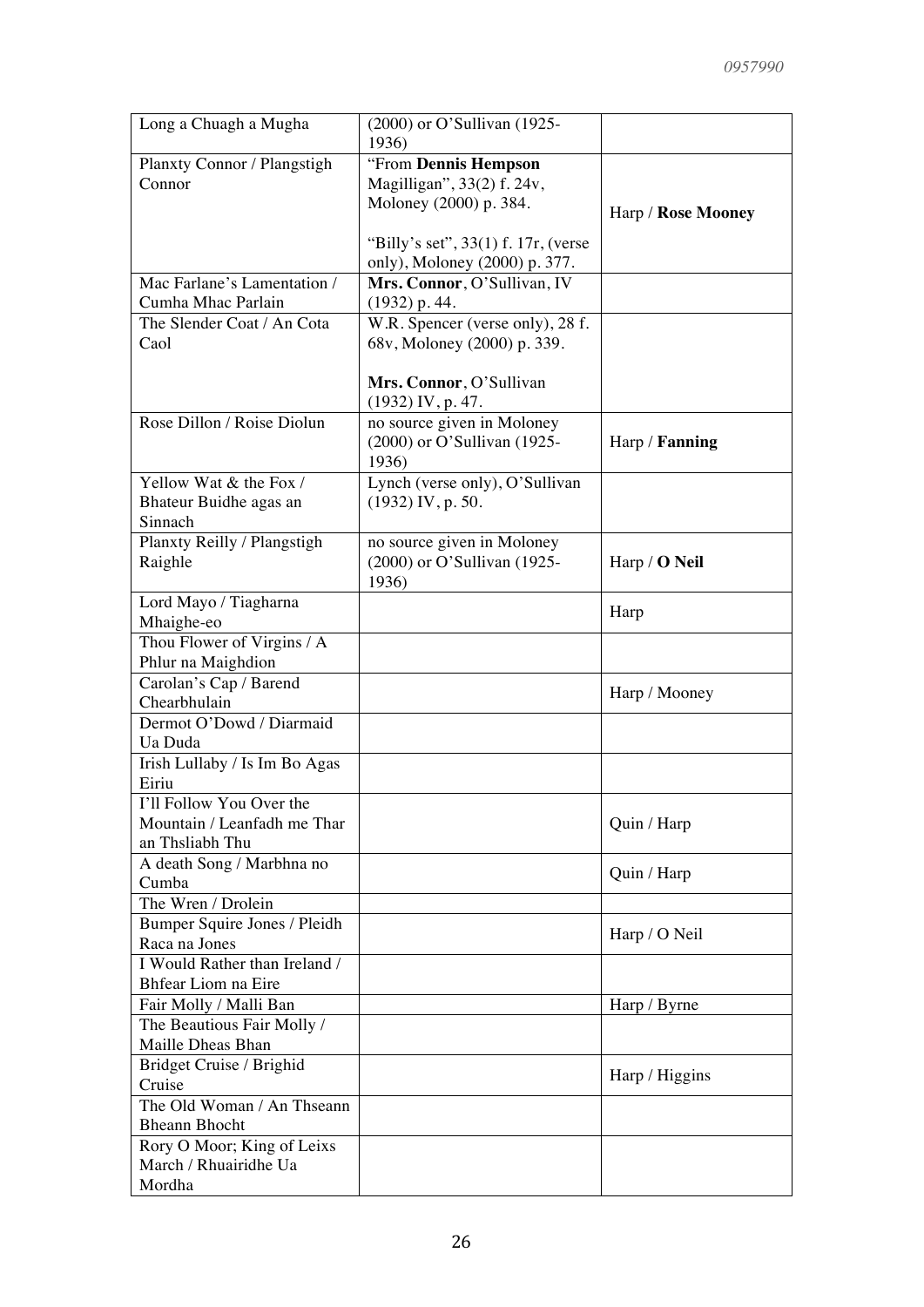| | | |
|---|---|---|
| Long a Chuagh a Mugha | (2000) or O'Sullivan (1925-1936) | |
| Planxty Connor / Plangstigh Connor | "From **Dennis Hempson** Magilligan", 33(2) f. 24v, Moloney (2000) p. 384.<br><br>"Billy's set", 33(1) f. 17r, (verse only), Moloney (2000) p. 377. | Harp / **Rose Mooney** |
| Mac Farlane's Lamentation / Cumha Mhac Parlain | **Mrs. Connor**, O'Sullivan, IV (1932) p. 44. | |
| The Slender Coat / An Cota Caol | W.R. Spencer (verse only), 28 f. 68v, Moloney (2000) p. 339.<br><br>**Mrs. Connor**, O'Sullivan (1932) IV, p. 47. | |
| Rose Dillon / Roise Diolun | no source given in Moloney (2000) or O'Sullivan (1925-1936) | Harp / **Fanning** |
| Yellow Wat & the Fox / Bhateur Buidhe agas an Sinnach | Lynch (verse only), O'Sullivan (1932) IV, p. 50. | |
| Planxty Reilly / Plangstigh Raighle | no source given in Moloney (2000) or O'Sullivan (1925-1936) | Harp / **O Neil** |
| Lord Mayo / Tiagharna Mhaighe-eo | | Harp |
| Thou Flower of Virgins / A Phlur na Maighdion | | |
| Carolan's Cap / Barend Chearbhulain | | Harp / Mooney |
| Dermot O'Dowd / Diarmaid Ua Duda | | |
| Irish Lullaby / Is Im Bo Agas Eiriu | | |
| I'll Follow You Over the Mountain / Leanfadh me Thar an Thsliabh Thu | | Quin / Harp |
| A death Song / Marbhna no Cumba | | Quin / Harp |
| The Wren / Drolein | | |
| Bumper Squire Jones / Pleidh Raca na Jones | | Harp / O Neil |
| I Would Rather than Ireland / Bhfear Liom na Eire | | |
| Fair Molly / Malli Ban | | Harp / Byrne |
| The Beautious Fair Molly / Maille Dheas Bhan | | |
| Bridget Cruise / Brighid Cruise | | Harp / Higgins |
| The Old Woman / An Thseann Bheann Bhocht | | |
| Rory O Moor; King of Leixs March / Rhuairidhe Ua Mordha | | |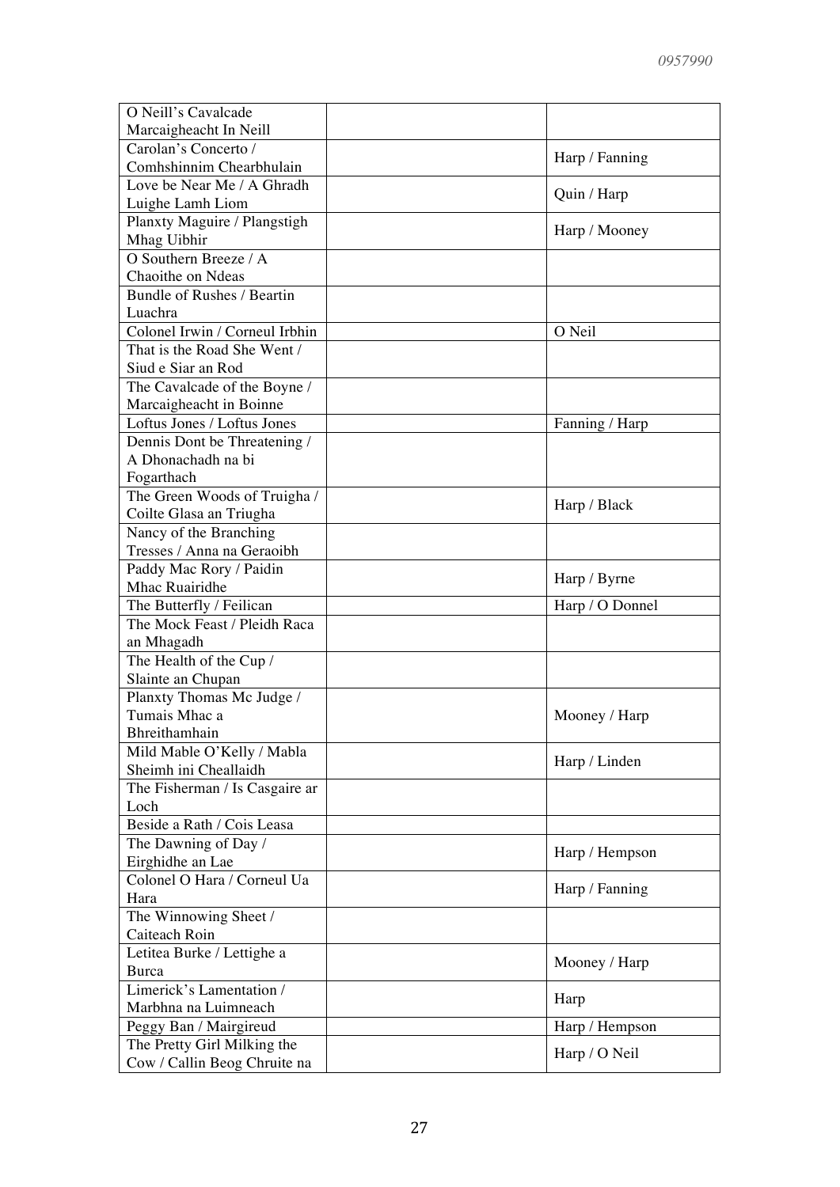| | | |
|---|---|---|
| O Neill's Cavalcade Marcaigheacht In Neill | | |
| Carolan's Concerto / Comhshinnim Chearbhulain | | Harp / Fanning |
| Love be Near Me / A Ghradh Luighe Lamh Liom | | Quin / Harp |
| Planxty Maguire / Plangstigh Mhag Uibhir | | Harp / Mooney |
| O Southern Breeze / A Chaoithe on Ndeas | | |
| Bundle of Rushes / Beartin Luachra | | |
| Colonel Irwin / Corneul Irbhin | | O Neil |
| That is the Road She Went / Siud e Siar an Rod | | |
| The Cavalcade of the Boyne / Marcaigheacht in Boinne | | |
| Loftus Jones / Loftus Jones | | Fanning / Harp |
| Dennis Dont be Threatening / A Dhonachadh na bi Fogarthach | | |
| The Green Woods of Truigha / Coilte Glasa an Triugha | | Harp / Black |
| Nancy of the Branching Tresses / Anna na Geraoibh | | |
| Paddy Mac Rory / Paidin Mhac Ruairidhe | | Harp / Byrne |
| The Butterfly / Feilican | | Harp / O Donnel |
| The Mock Feast / Pleidh Raca an Mhagadh | | |
| The Health of the Cup / Slainte an Chupan | | |
| Planxty Thomas Mc Judge / Tumais Mhac a Bhreithamhain | | Mooney / Harp |
| Mild Mable O'Kelly / Mabla Sheimh ini Cheallaidh | | Harp / Linden |
| The Fisherman / Is Casgaire ar Loch | | |
| Beside a Rath / Cois Leasa | | |
| The Dawning of Day / Eirghidhe an Lae | | Harp / Hempson |
| Colonel O Hara / Corneul Ua Hara | | Harp / Fanning |
| The Winnowing Sheet / Caiteach Roin | | |
| Letitea Burke / Lettighe a Burca | | Mooney / Harp |
| Limerick's Lamentation / Marbhna na Luimneach | | Harp |
| Peggy Ban / Mairgireud | | Harp / Hempson |
| The Pretty Girl Milking the Cow / Callin Beog Chruite na | | Harp / O Neil |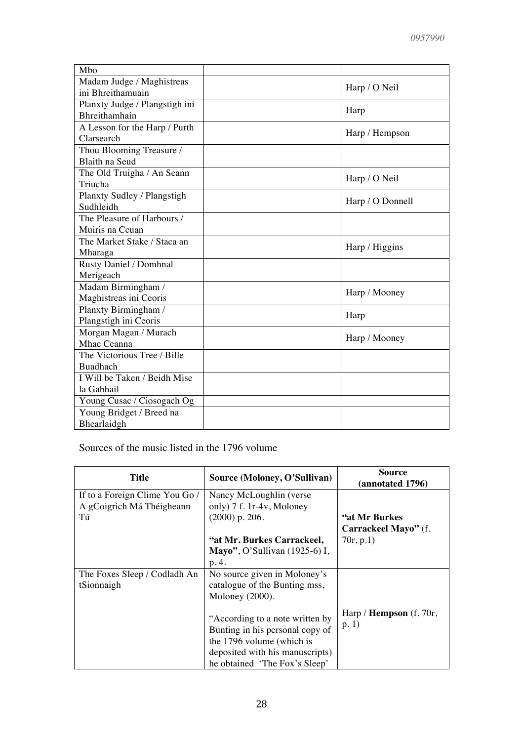| | | |
|---|---|---|
| Mbo | | |
| Madam Judge / Maghistreas ini Bhreithamuain | | Harp / O Neil |
| Planxty Judge / Plangstigh ini Bhreithamhain | | Harp |
| A Lesson for the Harp / Purth Clarsearch | | Harp / Hempson |
| Thou Blooming Treasure / Blaith na Seud | | |
| The Old Truigha / An Seann Triucha | | Harp / O Neil |
| Planxty Sudley / Plangstigh Sudhleidh | | Harp / O Donnell |
| The Pleasure of Harbours / Muiris na Ccuan | | |
| The Market Stake / Staca an Mharaga | | Harp / Higgins |
| Rusty Daniel / Domhnal Merigeach | | |
| Madam Birmingham / Maghistreas ini Ceoris | | Harp / Mooney |
| Planxty Birmingham / Plangstigh ini Ceoris | | Harp |
| Morgan Magan / Murach Mhac Ceanna | | Harp / Mooney |
| The Victorious Tree / Bille Buadhach | | |
| I Will be Taken / Beidh Mise la Gabhail | | |
| Young Cusac / Ciosogach Og | | |
| Young Bridget / Breed na Bhearlaidgh | | |

Sources of the music listed in the 1796 volume

| Title | Source (Moloney, O'Sullivan) | Source (annotated 1796) |
|---|---|---|
| If to a Foreign Clime You Go / A gCoigrich Má Théigheann Tú | Nancy McLoughlin (verse only) 7 f. 1r-4v, Moloney (2000) p. 206.<br><br>**"at Mr. Burkes Carrackeel, Mayo"**, O'Sullivan (1925-6) I, p. 4. | **"at Mr Burkes Carrackeel Mayo"** (f. 70r, p.1) |
| The Foxes Sleep / Codladh An tSionnaigh | No source given in Moloney's catalogue of the Bunting mss, Moloney (2000).<br><br>"According to a note written by Bunting in his personal copy of the 1796 volume (which is deposited with his manuscripts) he obtained 'The Fox's Sleep' | Harp / **Hempson** (f. 70r, p. 1) |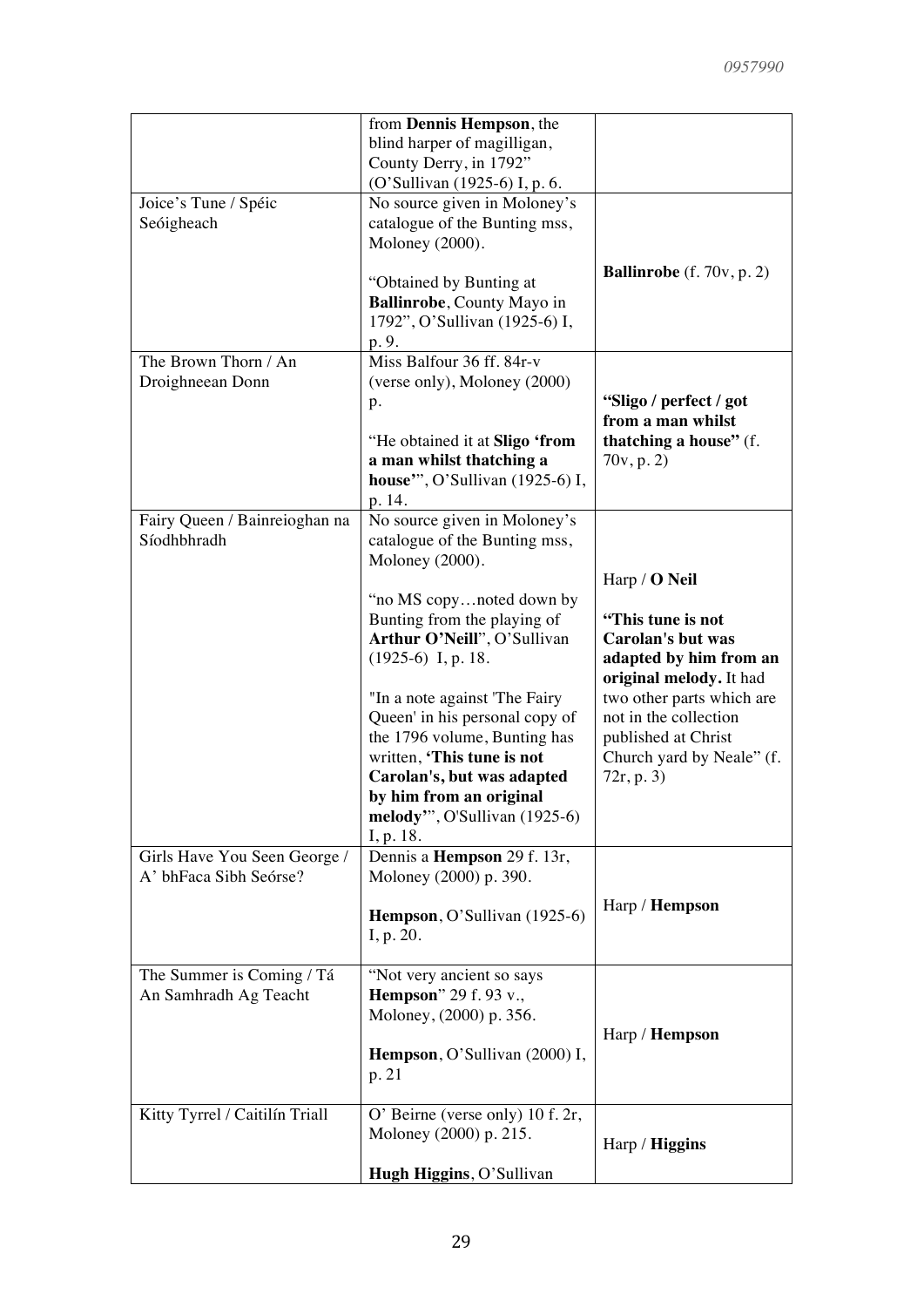| | | |
|---|---|---|
| | from **Dennis Hempson**, the blind harper of magilligan, County Derry, in 1792" (O'Sullivan (1925-6) I, p. 6. | |
| Joice's Tune / Spéic Seóigheach | No source given in Moloney's catalogue of the Bunting mss, Moloney (2000).<br><br>"Obtained by Bunting at **Ballinrobe**, County Mayo in 1792", O'Sullivan (1925-6) I, p. 9. | **Ballinrobe** (f. 70v, p. 2) |
| The Brown Thorn / An Droighneean Donn | Miss Balfour 36 ff. 84r-v (verse only), Moloney (2000) p.<br><br>"He obtained it at **Sligo 'from a man whilst thatching a house'**", O'Sullivan (1925-6) I, p. 14. | **"Sligo / perfect / got from a man whilst thatching a house"** (f. 70v, p. 2) |
| Fairy Queen / Bainreioghan na Síodhbhradh | No source given in Moloney's catalogue of the Bunting mss, Moloney (2000).<br><br>"no MS copy…noted down by Bunting from the playing of **Arthur O'Neill**", O'Sullivan (1925-6) I, p. 18.<br><br>"In a note against 'The Fairy Queen' in his personal copy of the 1796 volume, Bunting has written, **'This tune is not Carolan's, but was adapted by him from an original melody'**", O'Sullivan (1925-6) I, p. 18. | Harp / **O Neil**<br><br>**"This tune is not Carolan's but was adapted by him from an original melody.** It had two other parts which are not in the collection published at Christ Church yard by Neale" (f. 72r, p. 3) |
| Girls Have You Seen George / A' bhFaca Sibh Seórse? | Dennis a **Hempson** 29 f. 13r, Moloney (2000) p. 390.<br><br>**Hempson**, O'Sullivan (1925-6) I, p. 20. | Harp / **Hempson** |
| The Summer is Coming / Tá An Samhradh Ag Teacht | "Not very ancient so says **Hempson**" 29 f. 93 v., Moloney, (2000) p. 356.<br><br>**Hempson**, O'Sullivan (2000) I, p. 21 | Harp / **Hempson** |
| Kitty Tyrrel / Caitilín Triall | O' Beirne (verse only) 10 f. 2r, Moloney (2000) p. 215.<br><br>**Hugh Higgins**, O'Sullivan | Harp / **Higgins** |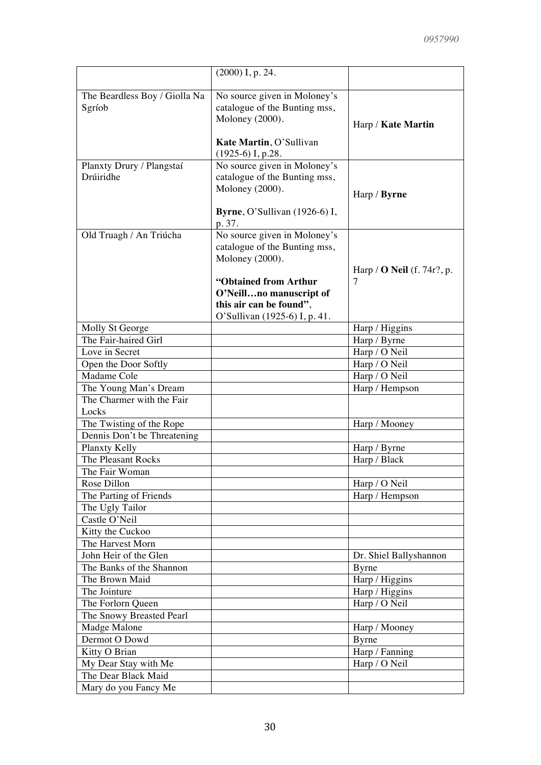|  |  |  |
| --- | --- | --- |
|  | (2000) I, p. 24. |  |
| The Beardless Boy / Giolla Na Sgríob | No source given in Moloney's catalogue of the Bunting mss, Moloney (2000).<br><br>**Kate Martin**, O'Sullivan (1925-6) I, p.28. | Harp / **Kate Martin** |
| Planxty Drury / Plangstaí Drúiridhe | No source given in Moloney's catalogue of the Bunting mss, Moloney (2000).<br><br>**Byrne**, O'Sullivan (1926-6) I, p. 37. | Harp / **Byrne** |
| Old Truagh / An Triúcha | No source given in Moloney's catalogue of the Bunting mss, Moloney (2000).<br><br>**"Obtained from Arthur O'Neill…no manuscript of this air can be found"**, O'Sullivan (1925-6) I, p. 41. | Harp / **O Neil** (f. 74r?, p. 7 |
| Molly St George |  | Harp / Higgins |
| The Fair-haired Girl |  | Harp / Byrne |
| Love in Secret |  | Harp / O Neil |
| Open the Door Softly |  | Harp / O Neil |
| Madame Cole |  | Harp / O Neil |
| The Young Man's Dream |  | Harp / Hempson |
| The Charmer with the Fair Locks |  |  |
| The Twisting of the Rope |  | Harp / Mooney |
| Dennis Don't be Threatening |  |  |
| Planxty Kelly |  | Harp / Byrne |
| The Pleasant Rocks |  | Harp / Black |
| The Fair Woman |  |  |
| Rose Dillon |  | Harp / O Neil |
| The Parting of Friends |  | Harp / Hempson |
| The Ugly Tailor |  |  |
| Castle O'Neil |  |  |
| Kitty the Cuckoo |  |  |
| The Harvest Morn |  |  |
| John Heir of the Glen |  | Dr. Shiel Ballyshannon |
| The Banks of the Shannon |  | Byrne |
| The Brown Maid |  | Harp / Higgins |
| The Jointure |  | Harp / Higgins |
| The Forlorn Queen |  | Harp / O Neil |
| The Snowy Breasted Pearl |  |  |
| Madge Malone |  | Harp / Mooney |
| Dermot O Dowd |  | Byrne |
| Kitty O Brian |  | Harp / Fanning |
| My Dear Stay with Me |  | Harp / O Neil |
| The Dear Black Maid |  |  |
| Mary do you Fancy Me |  |  |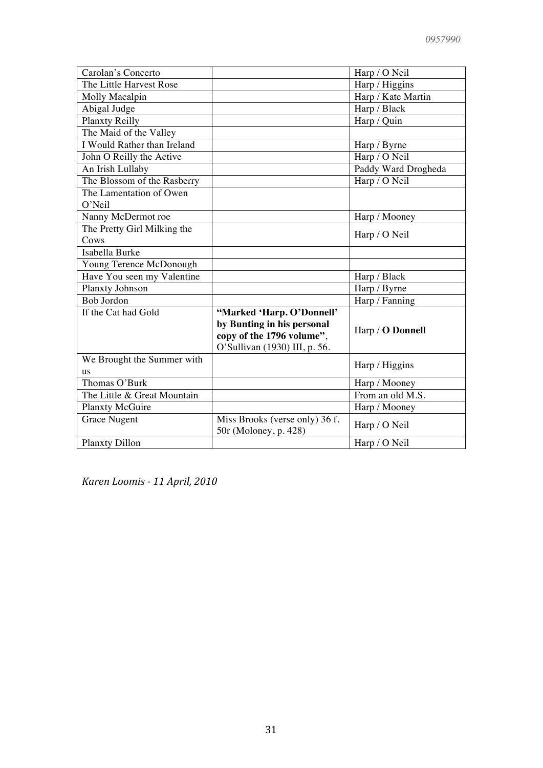| | | |
|---|---|---|
| Carolan's Concerto | | Harp / O Neil |
| The Little Harvest Rose | | Harp / Higgins |
| Molly Macalpin | | Harp / Kate Martin |
| Abigal Judge | | Harp / Black |
| Planxty Reilly | | Harp / Quin |
| The Maid of the Valley | | |
| I Would Rather than Ireland | | Harp / Byrne |
| John O Reilly the Active | | Harp / O Neil |
| An Irish Lullaby | | Paddy Ward Drogheda |
| The Blossom of the Rasberry | | Harp / O Neil |
| The Lamentation of Owen O'Neil | | |
| Nanny McDermot roe | | Harp / Mooney |
| The Pretty Girl Milking the Cows | | Harp / O Neil |
| Isabella Burke | | |
| Young Terence McDonough | | |
| Have You seen my Valentine | | Harp / Black |
| Planxty Johnson | | Harp / Byrne |
| Bob Jordon | | Harp / Fanning |
| If the Cat had Gold | **"Marked 'Harp. O'Donnell' by Bunting in his personal copy of the 1796 volume"**, O'Sullivan (1930) III, p. 56. | Harp / **O Donnell** |
| We Brought the Summer with us | | Harp / Higgins |
| Thomas O'Burk | | Harp / Mooney |
| The Little & Great Mountain | | From an old M.S. |
| Planxty McGuire | | Harp / Mooney |
| Grace Nugent | Miss Brooks (verse only) 36 f. 50r (Moloney, p. 428) | Harp / O Neil |
| Planxty Dillon | | Harp / O Neil |

*Karen Loomis - 11 April, 2010*